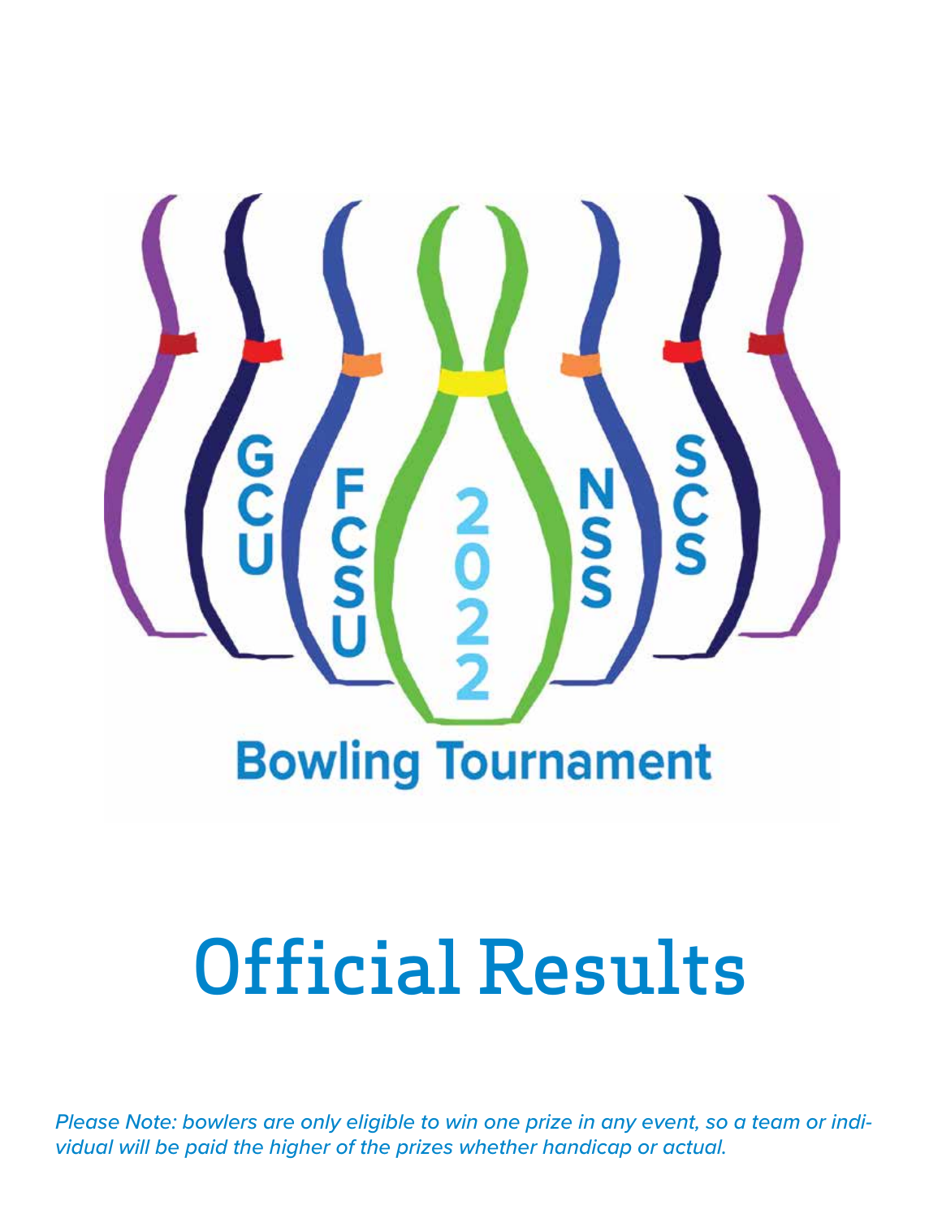GCU FCSU 2022 NSS SCS

Bowling Tournament

# Official Results

*Please Note: bowlers are only eligible to win one prize in any event, so a team or individual will be paid the higher of the prizes whether handicap or actual.*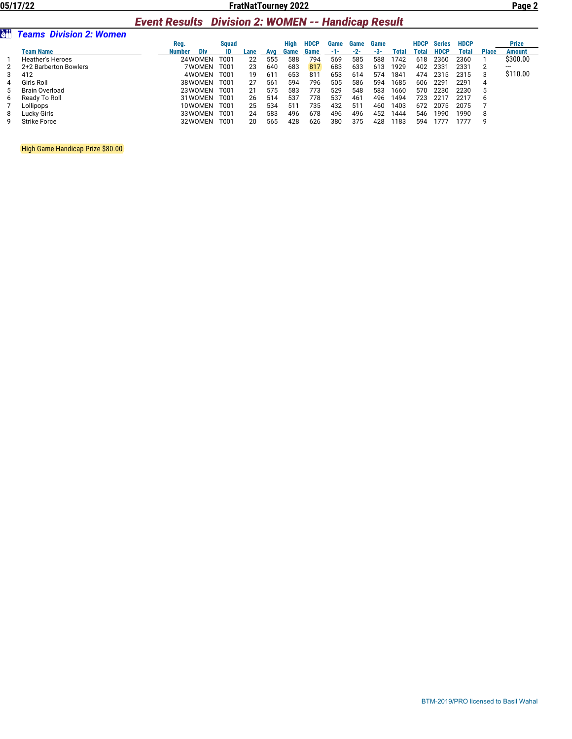## Event Results   Division 2: WOMEN -- Handicap Result

### Teams  Division 2: Women

| | Team Name | Reg. Number | Div | Squad ID | Lane | Avg | High Game | HDCP Game | Game -1- | Game -2- | Game -3- | Total | HDCP Total | Series HDCP | HDCP Total | Place | Prize Amount |
|---|---|---|---|---|---|---|---|---|---|---|---|---|---|---|---|---|---|
| 1 | Heather's Heroes | 24 | WOMEN | T001 | 22 | 555 | 588 | 794 | 569 | 585 | 588 | 1742 | 618 | 2360 | 2360 | 1 | $300.00 |
| 2 | 2+2 Barberton Bowlers | 7 | WOMEN | T001 | 23 | 640 | 683 | 817 | 683 | 633 | 613 | 1929 | 402 | 2331 | 2331 | 2 | --- |
| 3 | 412 | 4 | WOMEN | T001 | 19 | 611 | 653 | 811 | 653 | 614 | 574 | 1841 | 474 | 2315 | 2315 | 3 | $110.00 |
| 4 | Girls Roll | 38 | WOMEN | T001 | 27 | 561 | 594 | 796 | 505 | 586 | 594 | 1685 | 606 | 2291 | 2291 | 4 | |
| 5 | Brain Overload | 23 | WOMEN | T001 | 21 | 575 | 583 | 773 | 529 | 548 | 583 | 1660 | 570 | 2230 | 2230 | 5 | |
| 6 | Ready To Roll | 31 | WOMEN | T001 | 26 | 514 | 537 | 778 | 537 | 461 | 496 | 1494 | 723 | 2217 | 2217 | 6 | |
| 7 | Lollipops | 10 | WOMEN | T001 | 25 | 534 | 511 | 735 | 432 | 511 | 460 | 1403 | 672 | 2075 | 2075 | 7 | |
| 8 | Lucky Girls | 33 | WOMEN | T001 | 24 | 583 | 496 | 678 | 496 | 496 | 452 | 1444 | 546 | 1990 | 1990 | 8 | |
| 9 | Strike Force | 32 | WOMEN | T001 | 20 | 565 | 428 | 626 | 380 | 375 | 428 | 1183 | 594 | 1777 | 1777 | 9 | |

High Game Handicap Prize $80.00

BTM-2019/PRO licensed to Basil Wahal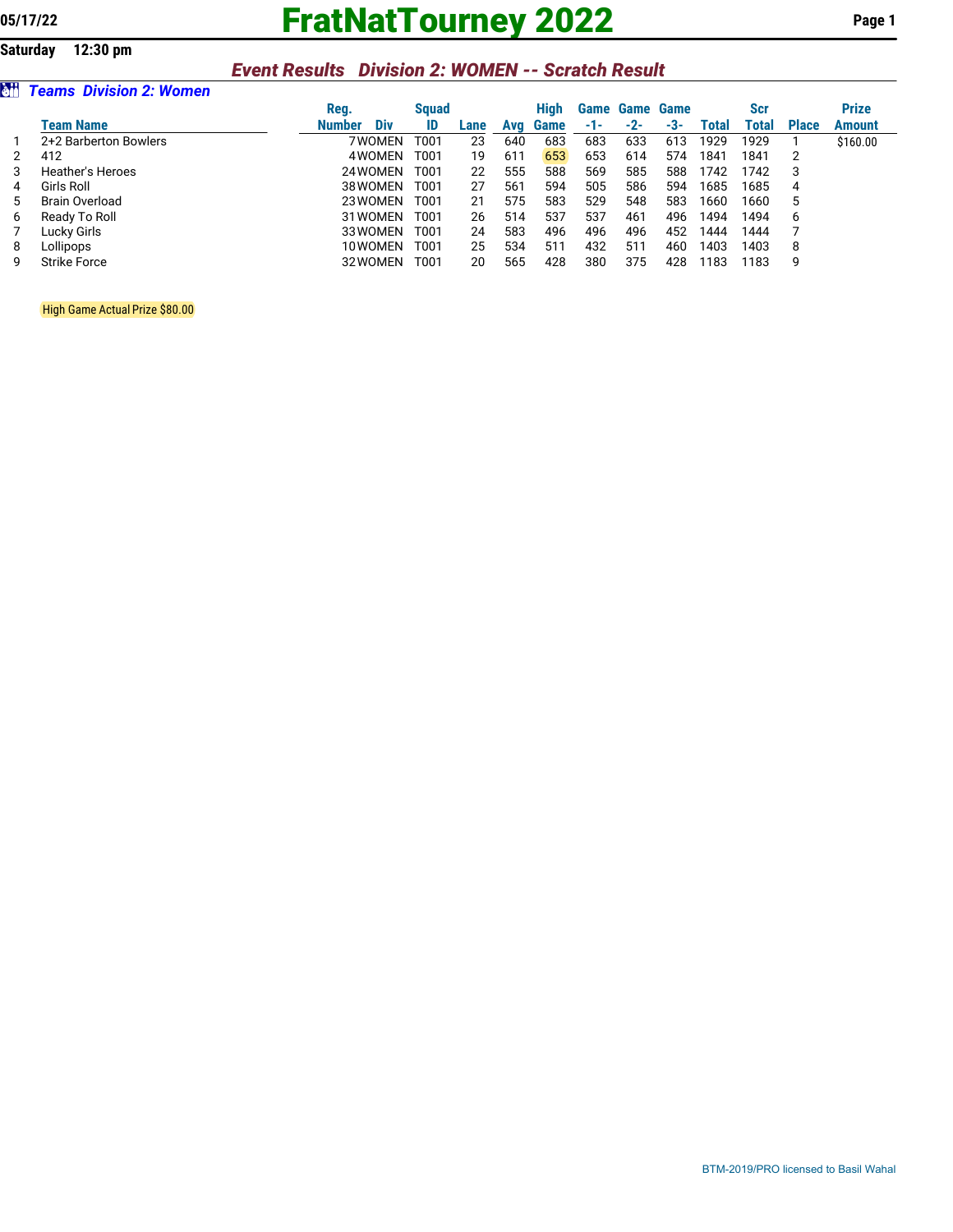# FratNatTourney 2022

Saturday 12:30 pm

## *Event Results Division 2: WOMEN -- Scratch Result*

### *Teams Division 2: Women*

| | Team Name | Reg. Number | Div | Squad ID | Lane | Avg | High Game | Game -1- | Game -2- | Game -3- | Total | Scr Total | Place | Prize Amount |
|---|---|---|---|---|---|---|---|---|---|---|---|---|---|---|
| 1 | 2+2 Barberton Bowlers | 7 | WOMEN | T001 | 23 | 640 | 683 | 683 | 633 | 613 | 1929 | 1929 | 1 | $160.00 |
| 2 | 412 | 4 | WOMEN | T001 | 19 | 611 | 653 | 653 | 614 | 574 | 1841 | 1841 | 2 | |
| 3 | Heather's Heroes | 24 | WOMEN | T001 | 22 | 555 | 588 | 569 | 585 | 588 | 1742 | 1742 | 3 | |
| 4 | Girls Roll | 38 | WOMEN | T001 | 27 | 561 | 594 | 505 | 586 | 594 | 1685 | 1685 | 4 | |
| 5 | Brain Overload | 23 | WOMEN | T001 | 21 | 575 | 583 | 529 | 548 | 583 | 1660 | 1660 | 5 | |
| 6 | Ready To Roll | 31 | WOMEN | T001 | 26 | 514 | 537 | 537 | 461 | 496 | 1494 | 1494 | 6 | |
| 7 | Lucky Girls | 33 | WOMEN | T001 | 24 | 583 | 496 | 496 | 496 | 452 | 1444 | 1444 | 7 | |
| 8 | Lollipops | 10 | WOMEN | T001 | 25 | 534 | 511 | 432 | 511 | 460 | 1403 | 1403 | 8 | |
| 9 | Strike Force | 32 | WOMEN | T001 | 20 | 565 | 428 | 380 | 375 | 428 | 1183 | 1183 | 9 | |

High Game Actual Prize $80.00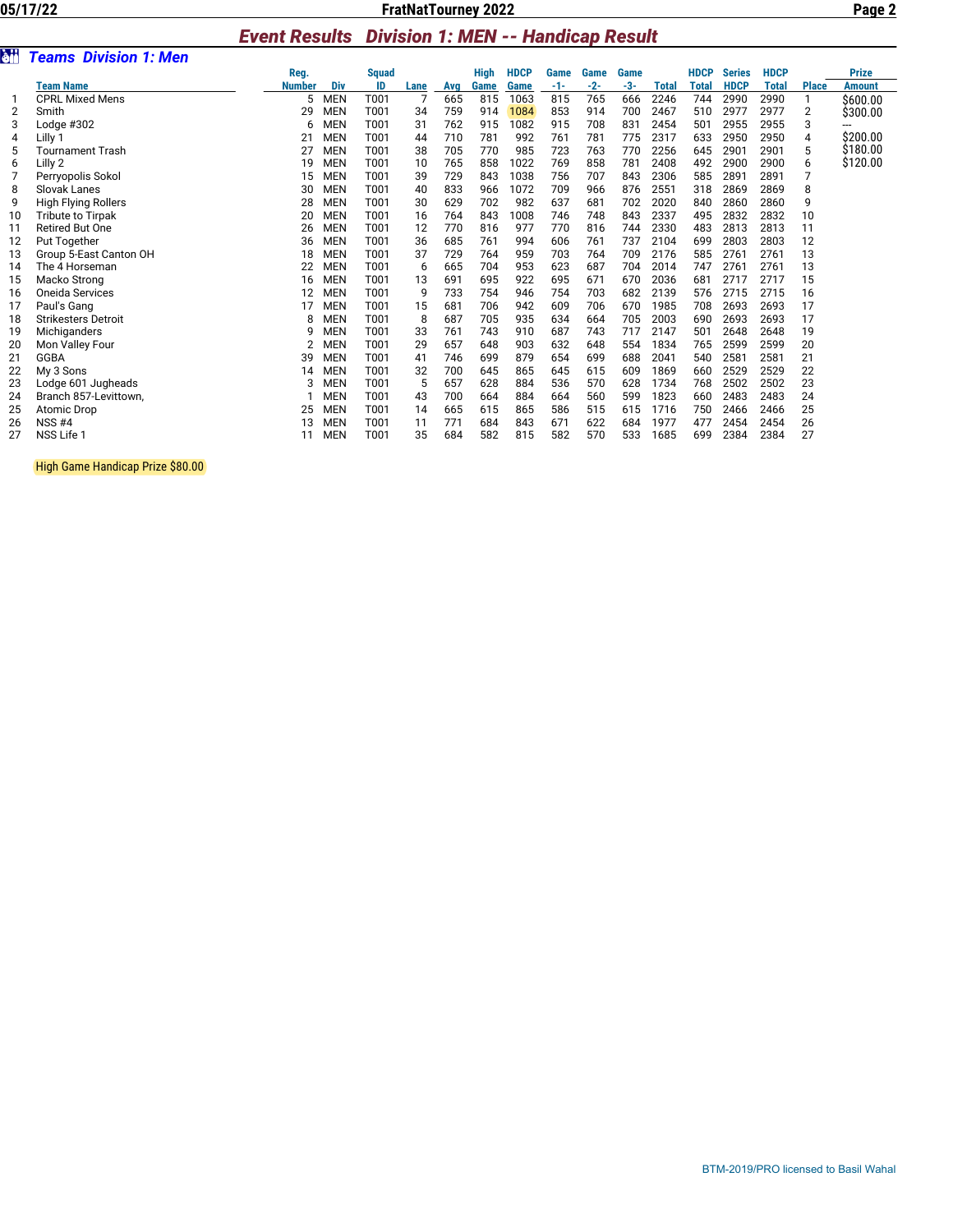## *Event Results Division 1: MEN -- Handicap Result*

### *Teams Division 1: Men*

| | Team Name | Reg. Number | Div | Squad ID | Lane | Avg | High Game | HDCP Game | Game -1- | Game -2- | Game -3- | Total | HDCP Total | Series HDCP | HDCP Total | Place | Prize Amount |
|---|---|---|---|---|---|---|---|---|---|---|---|---|---|---|---|---|---|
| 1 | CPRL Mixed Mens | 5 | MEN | T001 | 7 | 665 | 815 | 1063 | 815 | 765 | 666 | 2246 | 744 | 2990 | 2990 | 1 | $600.00 |
| 2 | Smith | 29 | MEN | T001 | 34 | 759 | 914 | 1084 | 853 | 914 | 700 | 2467 | 510 | 2977 | 2977 | 2 | $300.00 |
| 3 | Lodge #302 | 6 | MEN | T001 | 31 | 762 | 915 | 1082 | 915 | 708 | 831 | 2454 | 501 | 2955 | 2955 | 3 | --- |
| 4 | Lilly 1 | 21 | MEN | T001 | 44 | 710 | 781 | 992 | 761 | 781 | 775 | 2317 | 633 | 2950 | 2950 | 4 | $200.00 |
| 5 | Tournament Trash | 27 | MEN | T001 | 38 | 705 | 770 | 985 | 723 | 763 | 770 | 2256 | 645 | 2901 | 2901 | 5 | $180.00 |
| 6 | Lilly 2 | 19 | MEN | T001 | 10 | 765 | 858 | 1022 | 769 | 858 | 781 | 2408 | 492 | 2900 | 2900 | 6 | $120.00 |
| 7 | Perryopolis Sokol | 15 | MEN | T001 | 39 | 729 | 843 | 1038 | 756 | 707 | 843 | 2306 | 585 | 2891 | 2891 | 7 | |
| 8 | Slovak Lanes | 30 | MEN | T001 | 40 | 833 | 966 | 1072 | 709 | 966 | 876 | 2551 | 318 | 2869 | 2869 | 8 | |
| 9 | High Flying Rollers | 28 | MEN | T001 | 30 | 629 | 702 | 982 | 637 | 681 | 702 | 2020 | 840 | 2860 | 2860 | 9 | |
| 10 | Tribute to Tirpak | 20 | MEN | T001 | 16 | 764 | 843 | 1008 | 746 | 748 | 843 | 2337 | 495 | 2832 | 2832 | 10 | |
| 11 | Retired But One | 26 | MEN | T001 | 12 | 770 | 816 | 977 | 770 | 816 | 744 | 2330 | 483 | 2813 | 2813 | 11 | |
| 12 | Put Together | 36 | MEN | T001 | 36 | 685 | 761 | 994 | 606 | 761 | 737 | 2104 | 699 | 2803 | 2803 | 12 | |
| 13 | Group 5-East Canton OH | 18 | MEN | T001 | 37 | 729 | 764 | 959 | 703 | 764 | 709 | 2176 | 585 | 2761 | 2761 | 13 | |
| 14 | The 4 Horseman | 22 | MEN | T001 | 6 | 665 | 704 | 953 | 623 | 687 | 704 | 2014 | 747 | 2761 | 2761 | 13 | |
| 15 | Macko Strong | 16 | MEN | T001 | 13 | 691 | 695 | 922 | 695 | 671 | 670 | 2036 | 681 | 2717 | 2717 | 15 | |
| 16 | Oneida Services | 12 | MEN | T001 | 9 | 733 | 754 | 946 | 754 | 703 | 682 | 2139 | 576 | 2715 | 2715 | 16 | |
| 17 | Paul's Gang | 17 | MEN | T001 | 15 | 681 | 706 | 942 | 609 | 706 | 670 | 1985 | 708 | 2693 | 2693 | 17 | |
| 18 | Strikesters Detroit | 8 | MEN | T001 | 8 | 687 | 705 | 935 | 634 | 664 | 705 | 2003 | 690 | 2693 | 2693 | 17 | |
| 19 | Michiganders | 9 | MEN | T001 | 33 | 761 | 743 | 910 | 687 | 743 | 717 | 2147 | 501 | 2648 | 2648 | 19 | |
| 20 | Mon Valley Four | 2 | MEN | T001 | 29 | 657 | 648 | 903 | 632 | 648 | 554 | 1834 | 765 | 2599 | 2599 | 20 | |
| 21 | GGBA | 39 | MEN | T001 | 41 | 746 | 699 | 879 | 654 | 699 | 688 | 2041 | 540 | 2581 | 2581 | 21 | |
| 22 | My 3 Sons | 14 | MEN | T001 | 32 | 700 | 645 | 865 | 645 | 615 | 609 | 1869 | 660 | 2529 | 2529 | 22 | |
| 23 | Lodge 601 Jugheads | 3 | MEN | T001 | 5 | 657 | 628 | 884 | 536 | 570 | 628 | 1734 | 768 | 2502 | 2502 | 23 | |
| 24 | Branch 857-Levittown, | 1 | MEN | T001 | 43 | 700 | 664 | 884 | 664 | 560 | 599 | 1823 | 660 | 2483 | 2483 | 24 | |
| 25 | Atomic Drop | 25 | MEN | T001 | 14 | 665 | 615 | 865 | 586 | 515 | 615 | 1716 | 750 | 2466 | 2466 | 25 | |
| 26 | NSS #4 | 13 | MEN | T001 | 11 | 771 | 684 | 843 | 671 | 622 | 684 | 1977 | 477 | 2454 | 2454 | 26 | |
| 27 | NSS Life 1 | 11 | MEN | T001 | 35 | 684 | 582 | 815 | 582 | 570 | 533 | 1685 | 699 | 2384 | 2384 | 27 | |

High Game Handicap Prize $80.00

BTM-2019/PRO licensed to Basil Wahal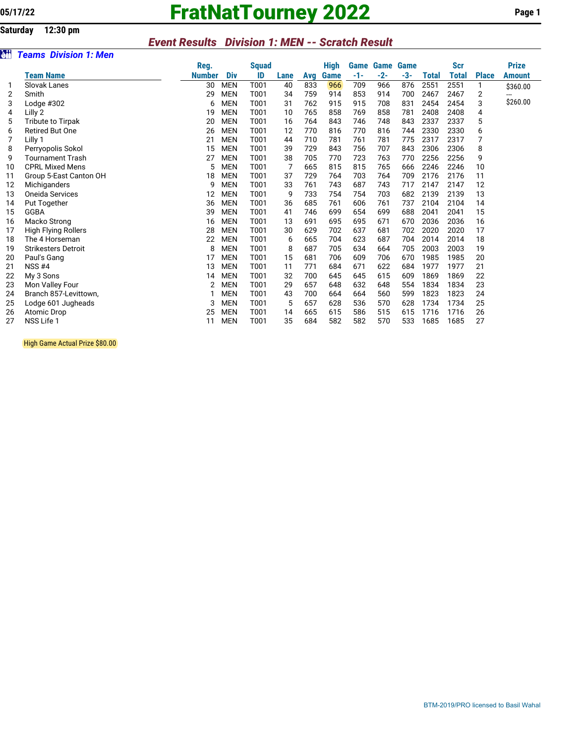05/17/22

# FratNatTourney 2022

**Saturday 12:30 pm**

## *Event Results Division 1: MEN -- Scratch Result*

### *Teams Division 1: Men*

| | Team Name | Reg. Number | Div | Squad ID | Lane | Avg | High Game | Game -1- | Game -2- | Game -3- | Total | Scr Total | Place | Prize Amount |
|---|---|---|---|---|---|---|---|---|---|---|---|---|---|---|
| 1 | Slovak Lanes | 30 | MEN | T001 | 40 | 833 | 966 | 709 | 966 | 876 | 2551 | 2551 | 1 | $360.00 |
| 2 | Smith | 29 | MEN | T001 | 34 | 759 | 914 | 853 | 914 | 700 | 2467 | 2467 | 2 | --- |
| 3 | Lodge #302 | 6 | MEN | T001 | 31 | 762 | 915 | 915 | 708 | 831 | 2454 | 2454 | 3 | $260.00 |
| 4 | Lilly 2 | 19 | MEN | T001 | 10 | 765 | 858 | 769 | 858 | 781 | 2408 | 2408 | 4 | |
| 5 | Tribute to Tirpak | 20 | MEN | T001 | 16 | 764 | 843 | 746 | 748 | 843 | 2337 | 2337 | 5 | |
| 6 | Retired But One | 26 | MEN | T001 | 12 | 770 | 816 | 770 | 816 | 744 | 2330 | 2330 | 6 | |
| 7 | Lilly 1 | 21 | MEN | T001 | 44 | 710 | 781 | 761 | 781 | 775 | 2317 | 2317 | 7 | |
| 8 | Perryopolis Sokol | 15 | MEN | T001 | 39 | 729 | 843 | 756 | 707 | 843 | 2306 | 2306 | 8 | |
| 9 | Tournament Trash | 27 | MEN | T001 | 38 | 705 | 770 | 723 | 763 | 770 | 2256 | 2256 | 9 | |
| 10 | CPRL Mixed Mens | 5 | MEN | T001 | 7 | 665 | 815 | 815 | 765 | 666 | 2246 | 2246 | 10 | |
| 11 | Group 5-East Canton OH | 18 | MEN | T001 | 37 | 729 | 764 | 703 | 764 | 709 | 2176 | 2176 | 11 | |
| 12 | Michiganders | 9 | MEN | T001 | 33 | 761 | 743 | 687 | 743 | 717 | 2147 | 2147 | 12 | |
| 13 | Oneida Services | 12 | MEN | T001 | 9 | 733 | 754 | 754 | 703 | 682 | 2139 | 2139 | 13 | |
| 14 | Put Together | 36 | MEN | T001 | 36 | 685 | 761 | 606 | 761 | 737 | 2104 | 2104 | 14 | |
| 15 | GGBA | 39 | MEN | T001 | 41 | 746 | 699 | 654 | 699 | 688 | 2041 | 2041 | 15 | |
| 16 | Macko Strong | 16 | MEN | T001 | 13 | 691 | 695 | 695 | 671 | 670 | 2036 | 2036 | 16 | |
| 17 | High Flying Rollers | 28 | MEN | T001 | 30 | 629 | 702 | 637 | 681 | 702 | 2020 | 2020 | 17 | |
| 18 | The 4 Horseman | 22 | MEN | T001 | 6 | 665 | 704 | 623 | 687 | 704 | 2014 | 2014 | 18 | |
| 19 | Strikesters Detroit | 8 | MEN | T001 | 8 | 687 | 705 | 634 | 664 | 705 | 2003 | 2003 | 19 | |
| 20 | Paul's Gang | 17 | MEN | T001 | 15 | 681 | 706 | 609 | 706 | 670 | 1985 | 1985 | 20 | |
| 21 | NSS #4 | 13 | MEN | T001 | 11 | 771 | 684 | 671 | 622 | 684 | 1977 | 1977 | 21 | |
| 22 | My 3 Sons | 14 | MEN | T001 | 32 | 700 | 645 | 645 | 615 | 609 | 1869 | 1869 | 22 | |
| 23 | Mon Valley Four | 2 | MEN | T001 | 29 | 657 | 648 | 632 | 648 | 554 | 1834 | 1834 | 23 | |
| 24 | Branch 857-Levittown, | 1 | MEN | T001 | 43 | 700 | 664 | 664 | 560 | 599 | 1823 | 1823 | 24 | |
| 25 | Lodge 601 Jugheads | 3 | MEN | T001 | 5 | 657 | 628 | 536 | 570 | 628 | 1734 | 1734 | 25 | |
| 26 | Atomic Drop | 25 | MEN | T001 | 14 | 665 | 615 | 586 | 515 | 615 | 1716 | 1716 | 26 | |
| 27 | NSS Life 1 | 11 | MEN | T001 | 35 | 684 | 582 | 582 | 570 | 533 | 1685 | 1685 | 27 | |

High Game Actual Prize $80.00

BTM-2019/PRO licensed to Basil Wahal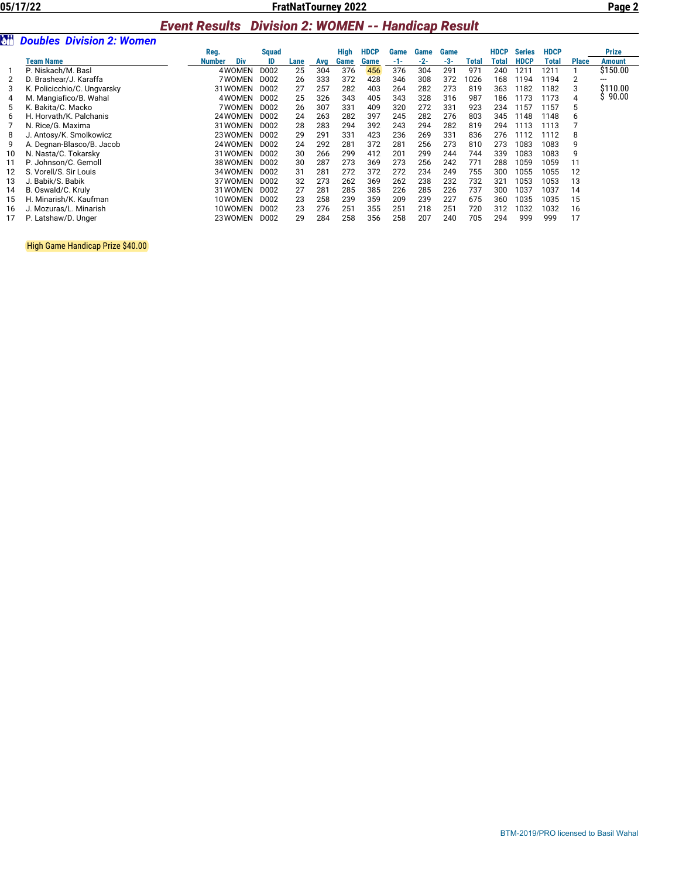## Event Results Division 2: WOMEN -- Handicap Result

### Doubles Division 2: Women

| | Team Name | Reg. Number | Div | Squad ID | Lane | Avg | High Game | HDCP Game | Game -1- | Game -2- | Game -3- | Total | HDCP Total | Series HDCP | HDCP Total | Place | Prize Amount |
|---|---|---|---|---|---|---|---|---|---|---|---|---|---|---|---|---|---|
| 1 | P. Niskach/M. Basl | 4 | WOMEN | D002 | 25 | 304 | 376 | 456 | 376 | 304 | 291 | 971 | 240 | 1211 | 1211 | 1 | $150.00 |
| 2 | D. Brashear/J. Karaffa | 7 | WOMEN | D002 | 26 | 333 | 372 | 428 | 346 | 308 | 372 | 1026 | 168 | 1194 | 1194 | 2 | --- |
| 3 | K. Policicchio/C. Ungvarsky | 31 | WOMEN | D002 | 27 | 257 | 282 | 403 | 264 | 282 | 273 | 819 | 363 | 1182 | 1182 | 3 | $110.00 |
| 4 | M. Mangiafico/B. Wahal | 4 | WOMEN | D002 | 25 | 326 | 343 | 405 | 343 | 328 | 316 | 987 | 186 | 1173 | 1173 | 4 | $ 90.00 |
| 5 | K. Bakita/C. Macko | 7 | WOMEN | D002 | 26 | 307 | 331 | 409 | 320 | 272 | 331 | 923 | 234 | 1157 | 1157 | 5 | |
| 6 | H. Horvath/K. Palchanis | 24 | WOMEN | D002 | 24 | 263 | 282 | 397 | 245 | 282 | 276 | 803 | 345 | 1148 | 1148 | 6 | |
| 7 | N. Rice/G. Maxima | 31 | WOMEN | D002 | 28 | 283 | 294 | 392 | 243 | 294 | 282 | 819 | 294 | 1113 | 1113 | 7 | |
| 8 | J. Antosy/K. Smolkowicz | 23 | WOMEN | D002 | 29 | 291 | 331 | 423 | 236 | 269 | 331 | 836 | 276 | 1112 | 1112 | 8 | |
| 9 | A. Degnan-Blasco/B. Jacob | 24 | WOMEN | D002 | 24 | 292 | 281 | 372 | 281 | 256 | 273 | 810 | 273 | 1083 | 1083 | 9 | |
| 10 | N. Nasta/C. Tokarsky | 31 | WOMEN | D002 | 30 | 266 | 299 | 412 | 201 | 299 | 244 | 744 | 339 | 1083 | 1083 | 9 | |
| 11 | P. Johnson/C. Gemoll | 38 | WOMEN | D002 | 30 | 287 | 273 | 369 | 273 | 256 | 242 | 771 | 288 | 1059 | 1059 | 11 | |
| 12 | S. Vorell/S. Sir Louis | 34 | WOMEN | D002 | 31 | 281 | 272 | 372 | 272 | 234 | 249 | 755 | 300 | 1055 | 1055 | 12 | |
| 13 | J. Babik/S. Babik | 37 | WOMEN | D002 | 32 | 273 | 262 | 369 | 262 | 238 | 232 | 732 | 321 | 1053 | 1053 | 13 | |
| 14 | B. Oswald/C. Kruly | 31 | WOMEN | D002 | 27 | 281 | 285 | 385 | 226 | 285 | 226 | 737 | 300 | 1037 | 1037 | 14 | |
| 15 | H. Minarish/K. Kaufman | 10 | WOMEN | D002 | 23 | 258 | 239 | 359 | 209 | 239 | 227 | 675 | 360 | 1035 | 1035 | 15 | |
| 16 | J. Mozuras/L. Minarish | 10 | WOMEN | D002 | 23 | 276 | 251 | 355 | 251 | 218 | 251 | 720 | 312 | 1032 | 1032 | 16 | |
| 17 | P. Latshaw/D. Unger | 23 | WOMEN | D002 | 29 | 284 | 258 | 356 | 258 | 207 | 240 | 705 | 294 | 999 | 999 | 17 | |

High Game Handicap Prize $40.00

BTM-2019/PRO licensed to Basil Wahal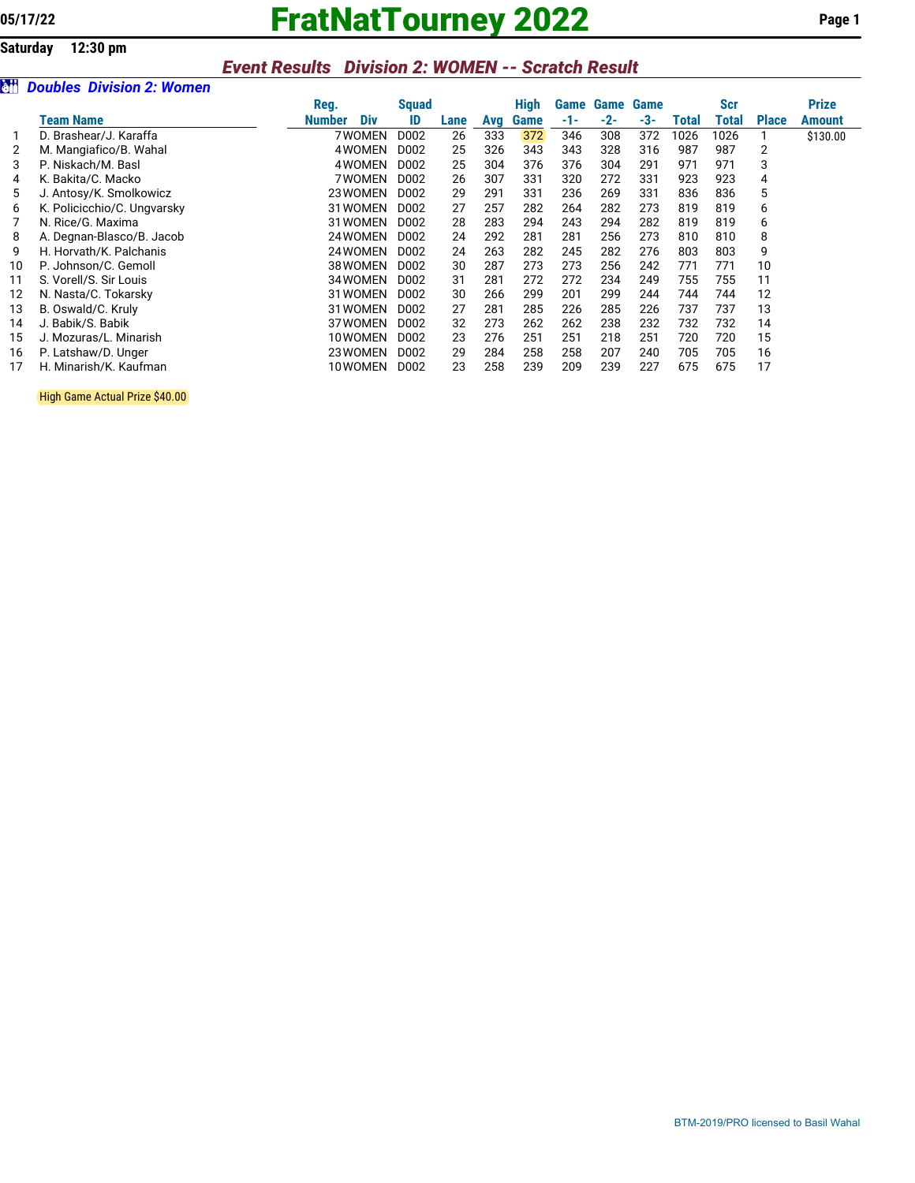05/17/22

# FratNatTourney 2022

**Saturday 12:30 pm**

## *Event Results Division 2: WOMEN -- Scratch Result*

### *Doubles Division 2: Women*

| | Team Name | Reg. Number | Div | Squad ID | Lane | Avg | High Game | Game -1- | Game -2- | Game -3- | Total | Scr Total | Place | Prize Amount |
|---|---|---|---|---|---|---|---|---|---|---|---|---|---|---|
| 1 | D. Brashear/J. Karaffa | 7 | WOMEN | D002 | 26 | 333 | 372 | 346 | 308 | 372 | 1026 | 1026 | 1 | $130.00 |
| 2 | M. Mangiafico/B. Wahal | 4 | WOMEN | D002 | 25 | 326 | 343 | 343 | 328 | 316 | 987 | 987 | 2 | |
| 3 | P. Niskach/M. Basl | 4 | WOMEN | D002 | 25 | 304 | 376 | 376 | 304 | 291 | 971 | 971 | 3 | |
| 4 | K. Bakita/C. Macko | 7 | WOMEN | D002 | 26 | 307 | 331 | 320 | 272 | 331 | 923 | 923 | 4 | |
| 5 | J. Antosy/K. Smolkowicz | 23 | WOMEN | D002 | 29 | 291 | 331 | 236 | 269 | 331 | 836 | 836 | 5 | |
| 6 | K. Policicchio/C. Ungvarsky | 31 | WOMEN | D002 | 27 | 257 | 282 | 264 | 282 | 273 | 819 | 819 | 6 | |
| 7 | N. Rice/G. Maxima | 31 | WOMEN | D002 | 28 | 283 | 294 | 243 | 294 | 282 | 819 | 819 | 6 | |
| 8 | A. Degnan-Blasco/B. Jacob | 24 | WOMEN | D002 | 24 | 292 | 281 | 281 | 256 | 273 | 810 | 810 | 8 | |
| 9 | H. Horvath/K. Palchanis | 24 | WOMEN | D002 | 24 | 263 | 282 | 245 | 282 | 276 | 803 | 803 | 9 | |
| 10 | P. Johnson/C. Gemoll | 38 | WOMEN | D002 | 30 | 287 | 273 | 273 | 256 | 242 | 771 | 771 | 10 | |
| 11 | S. Vorell/S. Sir Louis | 34 | WOMEN | D002 | 31 | 281 | 272 | 272 | 234 | 249 | 755 | 755 | 11 | |
| 12 | N. Nasta/C. Tokarsky | 31 | WOMEN | D002 | 30 | 266 | 299 | 201 | 299 | 244 | 744 | 744 | 12 | |
| 13 | B. Oswald/C. Kruly | 31 | WOMEN | D002 | 27 | 281 | 285 | 226 | 285 | 226 | 737 | 737 | 13 | |
| 14 | J. Babik/S. Babik | 37 | WOMEN | D002 | 32 | 273 | 262 | 262 | 238 | 232 | 732 | 732 | 14 | |
| 15 | J. Mozuras/L. Minarish | 10 | WOMEN | D002 | 23 | 276 | 251 | 251 | 218 | 251 | 720 | 720 | 15 | |
| 16 | P. Latshaw/D. Unger | 23 | WOMEN | D002 | 29 | 284 | 258 | 258 | 207 | 240 | 705 | 705 | 16 | |
| 17 | H. Minarish/K. Kaufman | 10 | WOMEN | D002 | 23 | 258 | 239 | 209 | 239 | 227 | 675 | 675 | 17 | |

High Game Actual Prize $40.00

BTM-2019/PRO licensed to Basil Wahal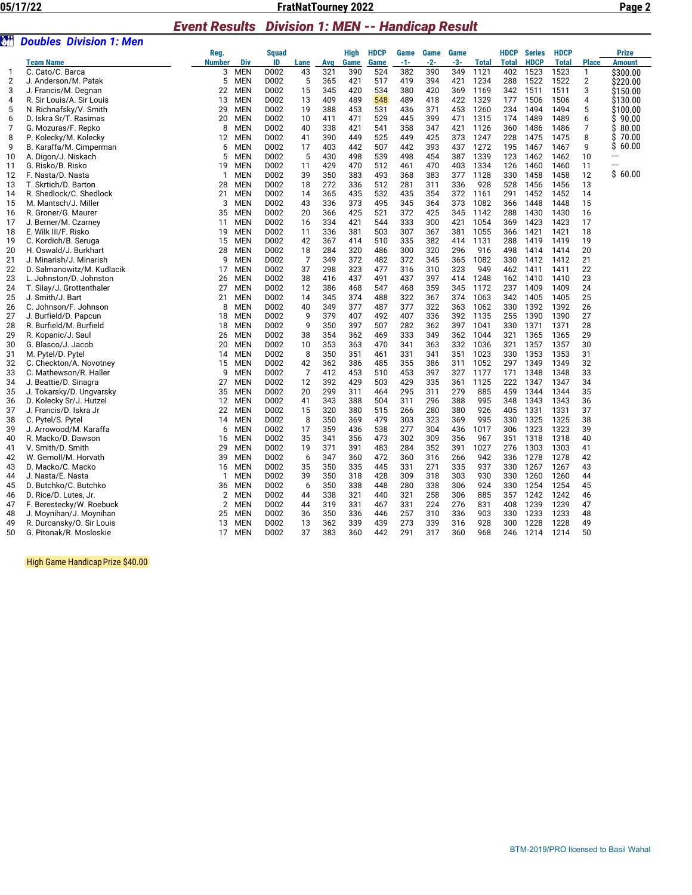## Event Results Division 1: MEN -- Handicap Result

### Doubles Division 1: Men

| | Team Name | Reg. Number | Div | Squad ID | Lane | Avg | High Game | HDCP Game | Game -1- | Game -2- | Game -3- | Total | HDCP Total | Series HDCP | HDCP Total | Place | Prize Amount |
|---|---|---|---|---|---|---|---|---|---|---|---|---|---|---|---|---|---|
| 1 | C. Cato/C. Barca | 3 | MEN | D002 | 43 | 321 | 390 | 524 | 382 | 390 | 349 | 1121 | 402 | 1523 | 1523 | 1 | $300.00 |
| 2 | J. Anderson/M. Patak | 5 | MEN | D002 | 5 | 365 | 421 | 517 | 419 | 394 | 421 | 1234 | 288 | 1522 | 1522 | 2 | $220.00 |
| 3 | J. Francis/M. Degnan | 22 | MEN | D002 | 15 | 345 | 420 | 534 | 380 | 420 | 369 | 1169 | 342 | 1511 | 1511 | 3 | $150.00 |
| 4 | R. Sir Louis/A. Sir Louis | 13 | MEN | D002 | 13 | 409 | 489 | 548 | 489 | 418 | 422 | 1329 | 177 | 1506 | 1506 | 4 | $130.00 |
| 5 | N. Richnafsky/V. Smith | 29 | MEN | D002 | 19 | 388 | 453 | 531 | 436 | 371 | 453 | 1260 | 234 | 1494 | 1494 | 5 | $100.00 |
| 6 | D. Iskra Sr/T. Rasimas | 20 | MEN | D002 | 10 | 411 | 471 | 529 | 445 | 399 | 471 | 1315 | 174 | 1489 | 1489 | 6 | $ 90.00 |
| 7 | G. Mozuras/F. Repko | 8 | MEN | D002 | 40 | 338 | 421 | 541 | 358 | 347 | 421 | 1126 | 360 | 1486 | 1486 | 7 | $ 80.00 |
| 8 | P. Kolecky/M. Kolecky | 12 | MEN | D002 | 41 | 390 | 449 | 525 | 449 | 425 | 373 | 1247 | 228 | 1475 | 1475 | 8 | $ 70.00 |
| 9 | B. Karaffa/M. Cimperman | 6 | MEN | D002 | 17 | 403 | 442 | 507 | 442 | 393 | 437 | 1272 | 195 | 1467 | 1467 | 9 | $ 60.00 |
| 10 | A. Digon/J. Niskach | 5 | MEN | D002 | 5 | 430 | 498 | 539 | 498 | 454 | 387 | 1339 | 123 | 1462 | 1462 | 10 | --- |
| 11 | G. Risko/B. Risko | 19 | MEN | D002 | 11 | 429 | 470 | 512 | 461 | 470 | 403 | 1334 | 126 | 1460 | 1460 | 11 | --- |
| 12 | F. Nasta/D. Nasta | 1 | MEN | D002 | 39 | 350 | 383 | 493 | 368 | 383 | 377 | 1128 | 330 | 1458 | 1458 | 12 | $ 60.00 |
| 13 | T. Skrtich/D. Barton | 28 | MEN | D002 | 18 | 272 | 336 | 512 | 281 | 311 | 336 | 928 | 528 | 1456 | 1456 | 13 | |
| 14 | R. Shedlock/C. Shedlock | 21 | MEN | D002 | 14 | 365 | 435 | 532 | 435 | 354 | 372 | 1161 | 291 | 1452 | 1452 | 14 | |
| 15 | M. Mantsch/J. Miller | 3 | MEN | D002 | 43 | 336 | 373 | 495 | 345 | 364 | 373 | 1082 | 366 | 1448 | 1448 | 15 | |
| 16 | R. Groner/G. Maurer | 35 | MEN | D002 | 20 | 366 | 425 | 521 | 372 | 425 | 345 | 1142 | 288 | 1430 | 1430 | 16 | |
| 17 | J. Berner/M. Czarney | 11 | MEN | D002 | 16 | 334 | 421 | 544 | 333 | 300 | 421 | 1054 | 369 | 1423 | 1423 | 17 | |
| 18 | E. Wilk III/F. Risko | 19 | MEN | D002 | 11 | 336 | 381 | 503 | 307 | 367 | 381 | 1055 | 366 | 1421 | 1421 | 18 | |
| 19 | C. Kordich/B. Seruga | 15 | MEN | D002 | 42 | 367 | 414 | 510 | 335 | 382 | 414 | 1131 | 288 | 1419 | 1419 | 19 | |
| 20 | H. Oswald/J. Burkhart | 28 | MEN | D002 | 18 | 284 | 320 | 486 | 300 | 320 | 296 | 916 | 498 | 1414 | 1414 | 20 | |
| 21 | J. Minarish/J. Minarish | 9 | MEN | D002 | 7 | 349 | 372 | 482 | 372 | 345 | 365 | 1082 | 330 | 1412 | 1412 | 21 | |
| 22 | D. Salmanowitz/M. Kudlacik | 17 | MEN | D002 | 37 | 298 | 323 | 477 | 316 | 310 | 323 | 949 | 462 | 1411 | 1411 | 22 | |
| 23 | L. Johnston/D. Johnston | 26 | MEN | D002 | 38 | 416 | 437 | 491 | 437 | 397 | 414 | 1248 | 162 | 1410 | 1410 | 23 | |
| 24 | T. Silay/J. Grottenthaler | 27 | MEN | D002 | 12 | 386 | 468 | 547 | 468 | 359 | 345 | 1172 | 237 | 1409 | 1409 | 24 | |
| 25 | J. Smith/J. Bart | 21 | MEN | D002 | 14 | 345 | 374 | 488 | 322 | 367 | 374 | 1063 | 342 | 1405 | 1405 | 25 | |
| 26 | C. Johnson/F. Johnson | 8 | MEN | D002 | 40 | 349 | 377 | 487 | 377 | 322 | 363 | 1062 | 330 | 1392 | 1392 | 26 | |
| 27 | J. Burfield/D. Papcun | 18 | MEN | D002 | 9 | 379 | 407 | 492 | 407 | 336 | 392 | 1135 | 255 | 1390 | 1390 | 27 | |
| 28 | R. Burfield/M. Burfield | 18 | MEN | D002 | 9 | 350 | 397 | 507 | 282 | 362 | 397 | 1041 | 330 | 1371 | 1371 | 28 | |
| 29 | R. Kopanic/J. Saul | 26 | MEN | D002 | 38 | 354 | 362 | 469 | 333 | 349 | 362 | 1044 | 321 | 1365 | 1365 | 29 | |
| 30 | G. Blasco/J. Jacob | 20 | MEN | D002 | 10 | 353 | 363 | 470 | 341 | 363 | 332 | 1036 | 321 | 1357 | 1357 | 30 | |
| 31 | M. Pytel/S. Pytel | 14 | MEN | D002 | 8 | 350 | 351 | 461 | 331 | 341 | 351 | 1023 | 330 | 1353 | 1353 | 31 | |
| 32 | C. Checkton/A. Novotney | 15 | MEN | D002 | 42 | 362 | 386 | 485 | 355 | 386 | 311 | 1052 | 297 | 1349 | 1349 | 32 | |
| 33 | C. Mathewson/R. Haller | 9 | MEN | D002 | 7 | 412 | 453 | 510 | 453 | 397 | 327 | 1177 | 171 | 1348 | 1348 | 33 | |
| 34 | J. Beattie/D. Sinagra | 27 | MEN | D002 | 12 | 392 | 429 | 503 | 429 | 335 | 361 | 1125 | 222 | 1347 | 1347 | 34 | |
| 35 | J. Tokarsky/D. Ungvarsky | 35 | MEN | D002 | 20 | 299 | 311 | 464 | 295 | 311 | 279 | 885 | 459 | 1344 | 1344 | 35 | |
| 36 | D. Kolecky Sr/J. Hutzel | 12 | MEN | D002 | 41 | 343 | 388 | 504 | 311 | 296 | 388 | 995 | 348 | 1343 | 1343 | 36 | |
| 37 | J. Francis/D. Iskra Jr | 22 | MEN | D002 | 15 | 320 | 380 | 515 | 266 | 280 | 380 | 926 | 405 | 1331 | 1331 | 37 | |
| 38 | C. Pytel/S. Pytel | 14 | MEN | D002 | 8 | 350 | 369 | 479 | 303 | 323 | 369 | 995 | 330 | 1325 | 1325 | 38 | |
| 39 | J. Arrowood/M. Karaffa | 6 | MEN | D002 | 17 | 359 | 436 | 538 | 277 | 304 | 436 | 1017 | 306 | 1323 | 1323 | 39 | |
| 40 | R. Macko/D. Dawson | 16 | MEN | D002 | 35 | 341 | 356 | 473 | 302 | 309 | 356 | 967 | 351 | 1318 | 1318 | 40 | |
| 41 | V. Smith/D. Smith | 29 | MEN | D002 | 19 | 371 | 391 | 483 | 284 | 352 | 391 | 1027 | 276 | 1303 | 1303 | 41 | |
| 42 | W. Gemoll/M. Horvath | 39 | MEN | D002 | 6 | 347 | 360 | 472 | 360 | 316 | 266 | 942 | 336 | 1278 | 1278 | 42 | |
| 43 | D. Macko/C. Macko | 16 | MEN | D002 | 35 | 350 | 335 | 445 | 331 | 271 | 335 | 937 | 330 | 1267 | 1267 | 43 | |
| 44 | J. Nasta/E. Nasta | 1 | MEN | D002 | 39 | 350 | 318 | 428 | 309 | 318 | 303 | 930 | 330 | 1260 | 1260 | 44 | |
| 45 | D. Butchko/C. Butchko | 36 | MEN | D002 | 6 | 350 | 338 | 448 | 280 | 338 | 306 | 924 | 330 | 1254 | 1254 | 45 | |
| 46 | D. Rice/D. Lutes, Jr. | 2 | MEN | D002 | 44 | 338 | 321 | 440 | 321 | 258 | 306 | 885 | 357 | 1242 | 1242 | 46 | |
| 47 | F. Berestecky/W. Roebuck | 2 | MEN | D002 | 44 | 319 | 331 | 467 | 331 | 224 | 276 | 831 | 408 | 1239 | 1239 | 47 | |
| 48 | J. Moynihan/J. Moynihan | 25 | MEN | D002 | 36 | 350 | 336 | 446 | 257 | 310 | 336 | 903 | 330 | 1233 | 1233 | 48 | |
| 49 | R. Durcansky/O. Sir Louis | 13 | MEN | D002 | 13 | 362 | 339 | 439 | 273 | 339 | 316 | 928 | 300 | 1228 | 1228 | 49 | |
| 50 | G. Pitonak/R. Mosloskie | 17 | MEN | D002 | 37 | 383 | 360 | 442 | 291 | 317 | 360 | 968 | 246 | 1214 | 1214 | 50 | |

High Game Handicap Prize $40.00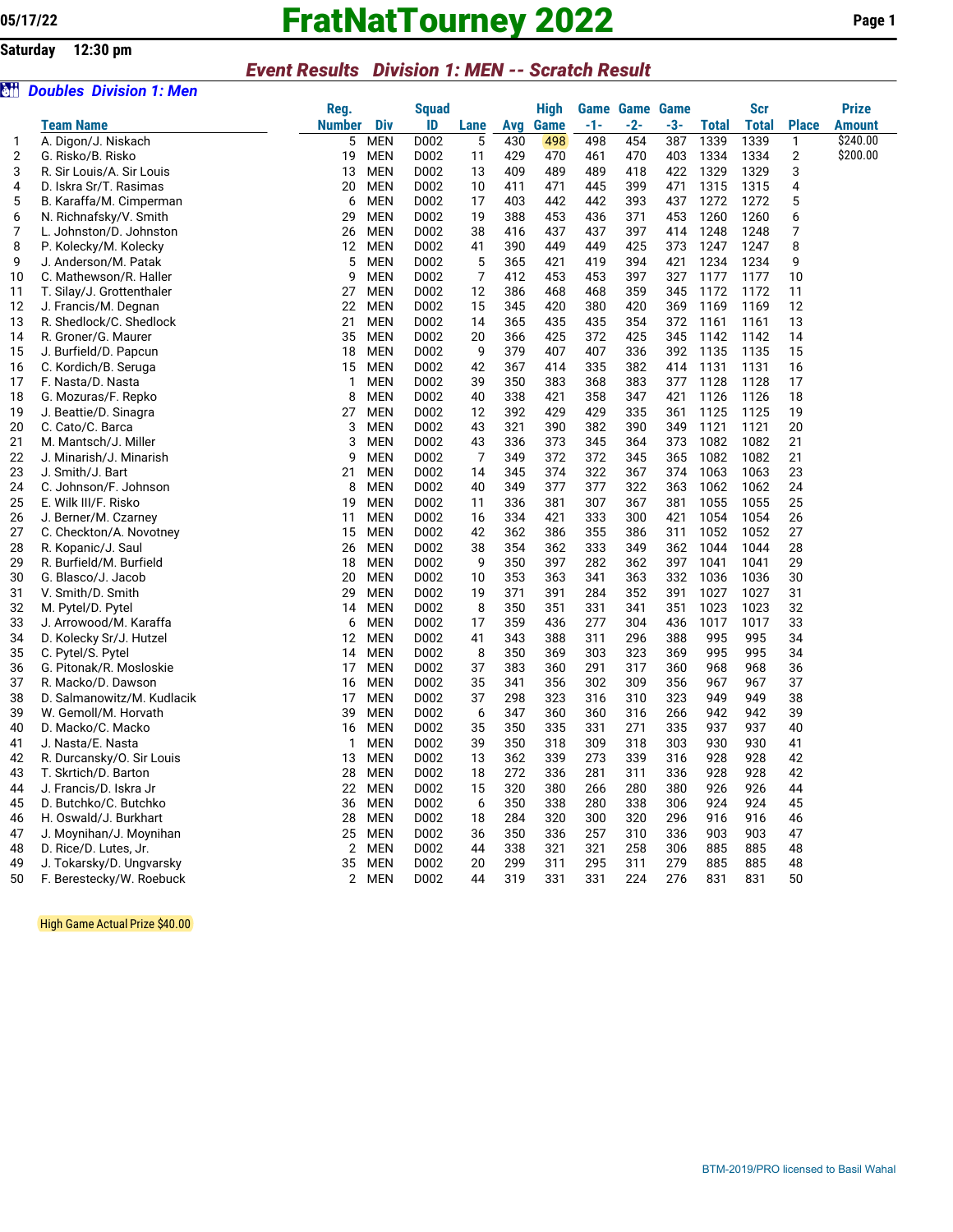# FratNatTourney 2022

05/17/22

Saturday 12:30 pm

## Event Results Division 1: MEN -- Scratch Result

### Doubles Division 1: Men

| | Team Name | Reg. Number | Div | Squad ID | Lane | Avg | High Game | Game -1- | Game -2- | Game -3- | Total | Scr Total | Place | Prize Amount |
|---|---|---|---|---|---|---|---|---|---|---|---|---|---|---|
| 1 | A. Digon/J. Niskach | 5 | MEN | D002 | 5 | 430 | 498 | 498 | 454 | 387 | 1339 | 1339 | 1 | $240.00 |
| 2 | G. Risko/B. Risko | 19 | MEN | D002 | 11 | 429 | 470 | 461 | 470 | 403 | 1334 | 1334 | 2 | $200.00 |
| 3 | R. Sir Louis/A. Sir Louis | 13 | MEN | D002 | 13 | 409 | 489 | 489 | 418 | 422 | 1329 | 1329 | 3 | |
| 4 | D. Iskra Sr/T. Rasimas | 20 | MEN | D002 | 10 | 411 | 471 | 445 | 399 | 471 | 1315 | 1315 | 4 | |
| 5 | B. Karaffa/M. Cimperman | 6 | MEN | D002 | 17 | 403 | 442 | 442 | 393 | 437 | 1272 | 1272 | 5 | |
| 6 | N. Richnafsky/V. Smith | 29 | MEN | D002 | 19 | 388 | 453 | 436 | 371 | 453 | 1260 | 1260 | 6 | |
| 7 | L. Johnston/D. Johnston | 26 | MEN | D002 | 38 | 416 | 437 | 437 | 397 | 414 | 1248 | 1248 | 7 | |
| 8 | P. Kolecky/M. Kolecky | 12 | MEN | D002 | 41 | 390 | 449 | 449 | 425 | 373 | 1247 | 1247 | 8 | |
| 9 | J. Anderson/M. Patak | 5 | MEN | D002 | 5 | 365 | 421 | 419 | 394 | 421 | 1234 | 1234 | 9 | |
| 10 | C. Mathewson/R. Haller | 9 | MEN | D002 | 7 | 412 | 453 | 453 | 397 | 327 | 1177 | 1177 | 10 | |
| 11 | T. Silay/J. Grottenthaler | 27 | MEN | D002 | 12 | 386 | 468 | 468 | 359 | 345 | 1172 | 1172 | 11 | |
| 12 | J. Francis/M. Degnan | 22 | MEN | D002 | 15 | 345 | 420 | 380 | 420 | 369 | 1169 | 1169 | 12 | |
| 13 | R. Shedlock/C. Shedlock | 21 | MEN | D002 | 14 | 365 | 435 | 435 | 354 | 372 | 1161 | 1161 | 13 | |
| 14 | R. Groner/G. Maurer | 35 | MEN | D002 | 20 | 366 | 425 | 372 | 425 | 345 | 1142 | 1142 | 14 | |
| 15 | J. Burfield/D. Papcun | 18 | MEN | D002 | 9 | 379 | 407 | 407 | 336 | 392 | 1135 | 1135 | 15 | |
| 16 | C. Kordich/B. Seruga | 15 | MEN | D002 | 42 | 367 | 414 | 335 | 382 | 414 | 1131 | 1131 | 16 | |
| 17 | F. Nasta/D. Nasta | 1 | MEN | D002 | 39 | 350 | 383 | 368 | 383 | 377 | 1128 | 1128 | 17 | |
| 18 | G. Mozuras/F. Repko | 8 | MEN | D002 | 40 | 338 | 421 | 358 | 347 | 421 | 1126 | 1126 | 18 | |
| 19 | J. Beattie/D. Sinagra | 27 | MEN | D002 | 12 | 392 | 429 | 429 | 335 | 361 | 1125 | 1125 | 19 | |
| 20 | C. Cato/C. Barca | 3 | MEN | D002 | 43 | 321 | 390 | 382 | 390 | 349 | 1121 | 1121 | 20 | |
| 21 | M. Mantsch/J. Miller | 3 | MEN | D002 | 43 | 336 | 373 | 345 | 364 | 373 | 1082 | 1082 | 21 | |
| 22 | J. Minarish/J. Minarish | 9 | MEN | D002 | 7 | 349 | 372 | 372 | 345 | 365 | 1082 | 1082 | 21 | |
| 23 | J. Smith/J. Bart | 21 | MEN | D002 | 14 | 345 | 374 | 322 | 367 | 374 | 1063 | 1063 | 23 | |
| 24 | C. Johnson/F. Johnson | 8 | MEN | D002 | 40 | 349 | 377 | 377 | 322 | 363 | 1062 | 1062 | 24 | |
| 25 | E. Wilk III/F. Risko | 19 | MEN | D002 | 11 | 336 | 381 | 307 | 367 | 381 | 1055 | 1055 | 25 | |
| 26 | J. Berner/M. Czarney | 11 | MEN | D002 | 16 | 334 | 421 | 333 | 300 | 421 | 1054 | 1054 | 26 | |
| 27 | C. Checkton/A. Novotney | 15 | MEN | D002 | 42 | 362 | 386 | 355 | 386 | 311 | 1052 | 1052 | 27 | |
| 28 | R. Kopanic/J. Saul | 26 | MEN | D002 | 38 | 354 | 362 | 333 | 349 | 362 | 1044 | 1044 | 28 | |
| 29 | R. Burfield/M. Burfield | 18 | MEN | D002 | 9 | 350 | 397 | 282 | 362 | 397 | 1041 | 1041 | 29 | |
| 30 | G. Blasco/J. Jacob | 20 | MEN | D002 | 10 | 353 | 363 | 341 | 363 | 332 | 1036 | 1036 | 30 | |
| 31 | V. Smith/D. Smith | 29 | MEN | D002 | 19 | 371 | 391 | 284 | 352 | 391 | 1027 | 1027 | 31 | |
| 32 | M. Pytel/D. Pytel | 14 | MEN | D002 | 8 | 350 | 351 | 331 | 341 | 351 | 1023 | 1023 | 32 | |
| 33 | J. Arrowood/M. Karaffa | 6 | MEN | D002 | 17 | 359 | 436 | 277 | 304 | 436 | 1017 | 1017 | 33 | |
| 34 | D. Kolecky Sr/J. Hutzel | 12 | MEN | D002 | 41 | 343 | 388 | 311 | 296 | 388 | 995 | 995 | 34 | |
| 35 | C. Pytel/S. Pytel | 14 | MEN | D002 | 8 | 350 | 369 | 303 | 323 | 369 | 995 | 995 | 34 | |
| 36 | G. Pitonak/R. Mosloskie | 17 | MEN | D002 | 37 | 383 | 360 | 291 | 317 | 360 | 968 | 968 | 36 | |
| 37 | R. Macko/D. Dawson | 16 | MEN | D002 | 35 | 341 | 356 | 302 | 309 | 356 | 967 | 967 | 37 | |
| 38 | D. Salmanowitz/M. Kudlacik | 17 | MEN | D002 | 37 | 298 | 323 | 316 | 310 | 323 | 949 | 949 | 38 | |
| 39 | W. Gemoll/M. Horvath | 39 | MEN | D002 | 6 | 347 | 360 | 360 | 316 | 266 | 942 | 942 | 39 | |
| 40 | D. Macko/C. Macko | 16 | MEN | D002 | 35 | 350 | 335 | 331 | 271 | 335 | 937 | 937 | 40 | |
| 41 | J. Nasta/E. Nasta | 1 | MEN | D002 | 39 | 350 | 318 | 309 | 318 | 303 | 930 | 930 | 41 | |
| 42 | R. Durcansky/O. Sir Louis | 13 | MEN | D002 | 13 | 362 | 339 | 273 | 339 | 316 | 928 | 928 | 42 | |
| 43 | T. Skrtich/D. Barton | 28 | MEN | D002 | 18 | 272 | 336 | 281 | 311 | 336 | 928 | 928 | 42 | |
| 44 | J. Francis/D. Iskra Jr | 22 | MEN | D002 | 15 | 320 | 380 | 266 | 280 | 380 | 926 | 926 | 44 | |
| 45 | D. Butchko/C. Butchko | 36 | MEN | D002 | 6 | 350 | 338 | 280 | 338 | 306 | 924 | 924 | 45 | |
| 46 | H. Oswald/J. Burkhart | 28 | MEN | D002 | 18 | 284 | 320 | 300 | 320 | 296 | 916 | 916 | 46 | |
| 47 | J. Moynihan/J. Moynihan | 25 | MEN | D002 | 36 | 350 | 336 | 257 | 310 | 336 | 903 | 903 | 47 | |
| 48 | D. Rice/D. Lutes, Jr. | 2 | MEN | D002 | 44 | 338 | 321 | 321 | 258 | 306 | 885 | 885 | 48 | |
| 49 | J. Tokarsky/D. Ungvarsky | 35 | MEN | D002 | 20 | 299 | 311 | 295 | 311 | 279 | 885 | 885 | 48 | |
| 50 | F. Berestecky/W. Roebuck | 2 | MEN | D002 | 44 | 319 | 331 | 331 | 224 | 276 | 831 | 831 | 50 | |

High Game Actual Prize $40.00

BTM-2019/PRO licensed to Basil Wahal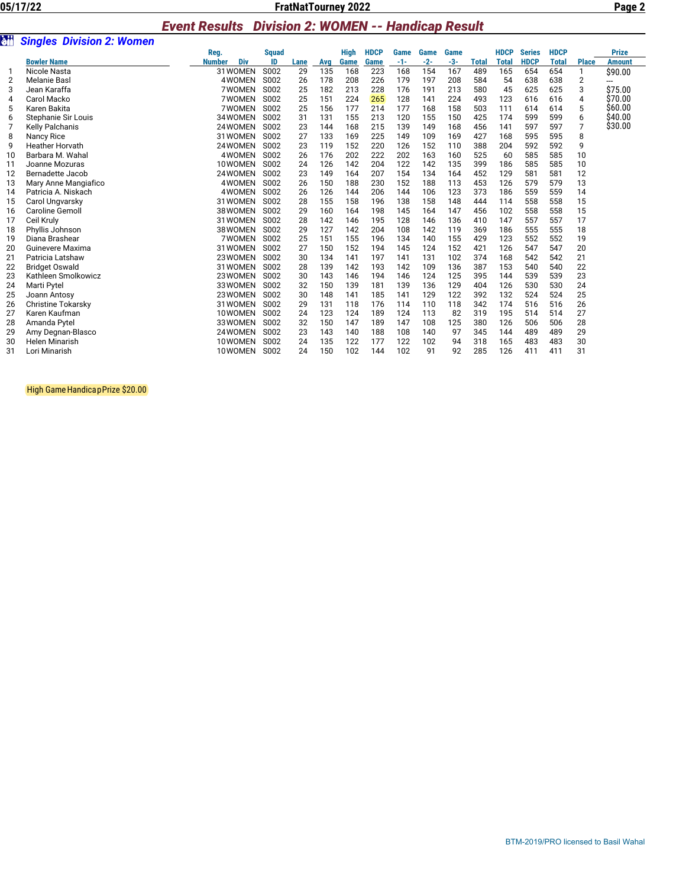## Event Results Division 2: WOMEN -- Handicap Result

### Singles Division 2: Women

| | Bowler Name | Reg. Number | Div | Squad ID | Lane | Avg | High Game | HDCP Game | Game -1- | Game -2- | Game -3- | Total | HDCP Total | Series HDCP | HDCP Total | Place | Prize Amount |
|---|---|---|---|---|---|---|---|---|---|---|---|---|---|---|---|---|---|
| 1 | Nicole Nasta | 31 | WOMEN | S002 | 29 | 135 | 168 | 223 | 168 | 154 | 167 | 489 | 165 | 654 | 654 | 1 | $90.00 |
| 2 | Melanie Basl | 4 | WOMEN | S002 | 26 | 178 | 208 | 226 | 179 | 197 | 208 | 584 | 54 | 638 | 638 | 2 | --- |
| 3 | Jean Karaffa | 7 | WOMEN | S002 | 25 | 182 | 213 | 228 | 176 | 191 | 213 | 580 | 45 | 625 | 625 | 3 | $75.00 |
| 4 | Carol Macko | 7 | WOMEN | S002 | 25 | 151 | 224 | 265 | 128 | 141 | 224 | 493 | 123 | 616 | 616 | 4 | $70.00 |
| 5 | Karen Bakita | 7 | WOMEN | S002 | 25 | 156 | 177 | 214 | 177 | 168 | 158 | 503 | 111 | 614 | 614 | 5 | $60.00 |
| 6 | Stephanie Sir Louis | 34 | WOMEN | S002 | 31 | 131 | 155 | 213 | 120 | 155 | 150 | 425 | 174 | 599 | 599 | 6 | $40.00 |
| 7 | Kelly Palchanis | 24 | WOMEN | S002 | 23 | 144 | 168 | 215 | 139 | 149 | 168 | 456 | 141 | 597 | 597 | 7 | $30.00 |
| 8 | Nancy Rice | 31 | WOMEN | S002 | 27 | 133 | 169 | 225 | 149 | 109 | 169 | 427 | 168 | 595 | 595 | 8 | |
| 9 | Heather Horvath | 24 | WOMEN | S002 | 23 | 119 | 152 | 220 | 126 | 152 | 110 | 388 | 204 | 592 | 592 | 9 | |
| 10 | Barbara M. Wahal | 4 | WOMEN | S002 | 26 | 176 | 202 | 222 | 202 | 163 | 160 | 525 | 60 | 585 | 585 | 10 | |
| 11 | Joanne Mozuras | 10 | WOMEN | S002 | 24 | 126 | 142 | 204 | 122 | 142 | 135 | 399 | 186 | 585 | 585 | 10 | |
| 12 | Bernadette Jacob | 24 | WOMEN | S002 | 23 | 149 | 164 | 207 | 154 | 134 | 164 | 452 | 129 | 581 | 581 | 12 | |
| 13 | Mary Anne Mangiafico | 4 | WOMEN | S002 | 26 | 150 | 188 | 230 | 152 | 188 | 113 | 453 | 126 | 579 | 579 | 13 | |
| 14 | Patricia A. Niskach | 4 | WOMEN | S002 | 26 | 126 | 144 | 206 | 144 | 106 | 123 | 373 | 186 | 559 | 559 | 14 | |
| 15 | Carol Ungvarsky | 31 | WOMEN | S002 | 28 | 155 | 158 | 196 | 138 | 158 | 148 | 444 | 114 | 558 | 558 | 15 | |
| 16 | Caroline Gemoll | 38 | WOMEN | S002 | 29 | 160 | 164 | 198 | 145 | 164 | 147 | 456 | 102 | 558 | 558 | 15 | |
| 17 | Ceil Kruly | 31 | WOMEN | S002 | 28 | 142 | 146 | 195 | 128 | 146 | 136 | 410 | 147 | 557 | 557 | 17 | |
| 18 | Phyllis Johnson | 38 | WOMEN | S002 | 29 | 127 | 142 | 204 | 108 | 142 | 119 | 369 | 186 | 555 | 555 | 18 | |
| 19 | Diana Brashear | 7 | WOMEN | S002 | 25 | 151 | 155 | 196 | 134 | 140 | 155 | 429 | 123 | 552 | 552 | 19 | |
| 20 | Guinevere Maxima | 31 | WOMEN | S002 | 27 | 150 | 152 | 194 | 145 | 124 | 152 | 421 | 126 | 547 | 547 | 20 | |
| 21 | Patricia Latshaw | 23 | WOMEN | S002 | 30 | 134 | 141 | 197 | 141 | 131 | 102 | 374 | 168 | 542 | 542 | 21 | |
| 22 | Bridget Oswald | 31 | WOMEN | S002 | 28 | 139 | 142 | 193 | 142 | 109 | 136 | 387 | 153 | 540 | 540 | 22 | |
| 23 | Kathleen Smolkowicz | 23 | WOMEN | S002 | 30 | 143 | 146 | 194 | 146 | 124 | 125 | 395 | 144 | 539 | 539 | 23 | |
| 24 | Marti Pytel | 33 | WOMEN | S002 | 32 | 150 | 139 | 181 | 139 | 136 | 129 | 404 | 126 | 530 | 530 | 24 | |
| 25 | Joann Antosy | 23 | WOMEN | S002 | 30 | 148 | 141 | 185 | 141 | 129 | 122 | 392 | 132 | 524 | 524 | 25 | |
| 26 | Christine Tokarsky | 31 | WOMEN | S002 | 29 | 131 | 118 | 176 | 114 | 110 | 118 | 342 | 174 | 516 | 516 | 26 | |
| 27 | Karen Kaufman | 10 | WOMEN | S002 | 24 | 123 | 124 | 189 | 124 | 113 | 82 | 319 | 195 | 514 | 514 | 27 | |
| 28 | Amanda Pytel | 33 | WOMEN | S002 | 32 | 150 | 147 | 189 | 147 | 108 | 125 | 380 | 126 | 506 | 506 | 28 | |
| 29 | Amy Degnan-Blasco | 24 | WOMEN | S002 | 23 | 143 | 140 | 188 | 108 | 140 | 97 | 345 | 144 | 489 | 489 | 29 | |
| 30 | Helen Minarish | 10 | WOMEN | S002 | 24 | 135 | 122 | 177 | 122 | 102 | 94 | 318 | 165 | 483 | 483 | 30 | |
| 31 | Lori Minarish | 10 | WOMEN | S002 | 24 | 150 | 102 | 144 | 102 | 91 | 92 | 285 | 126 | 411 | 411 | 31 | |

High Game Handicap Prize $20.00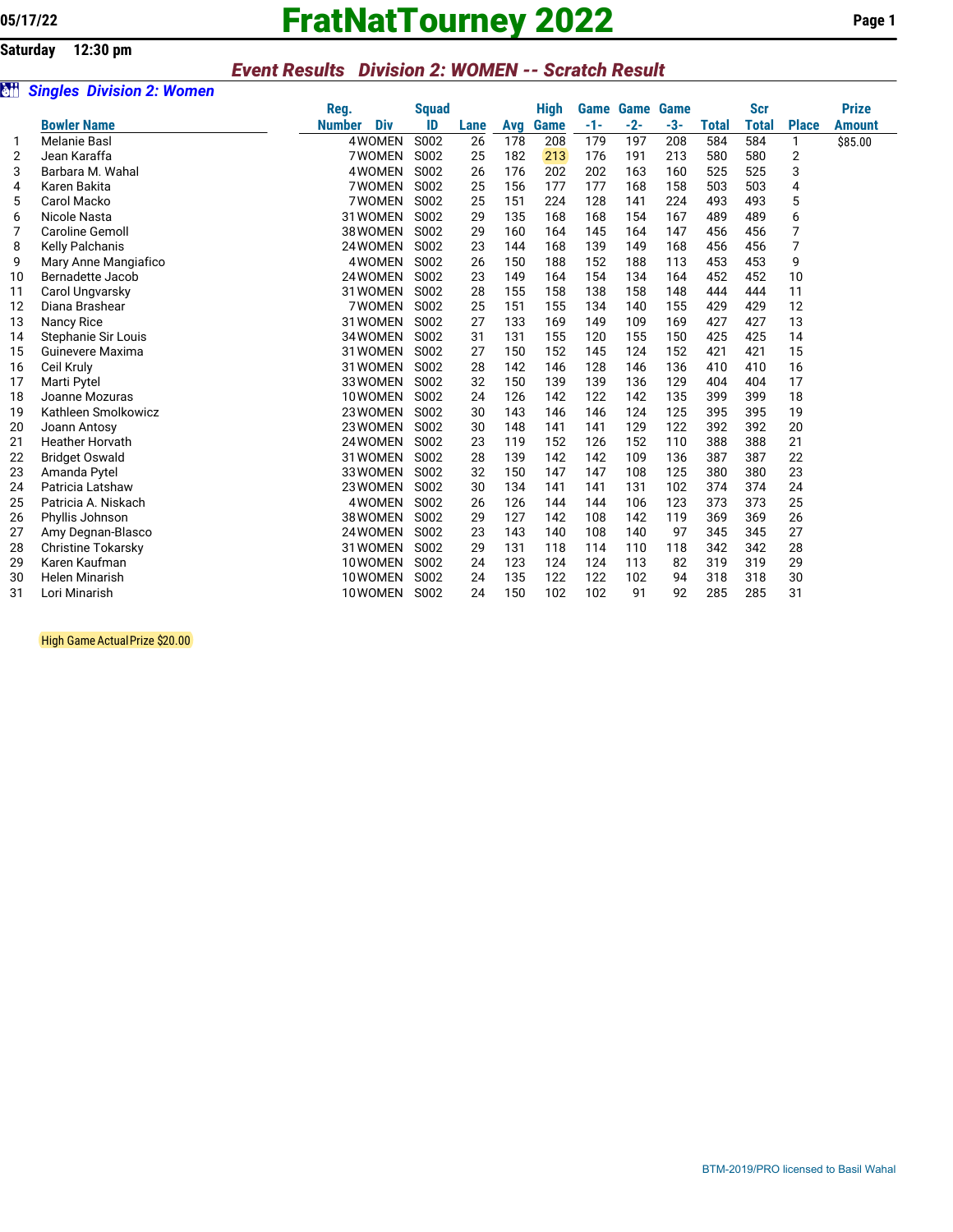05/17/22

# FratNatTourney 2022

**Saturday 12:30 pm**

## *Event Results Division 2: WOMEN -- Scratch Result*

### *Singles Division 2: Women*

| | Bowler Name | Reg. Number | Div | Squad ID | Lane | Avg | High Game | Game -1- | Game -2- | Game -3- | Total | Scr Total | Place | Prize Amount |
|---|---|---|---|---|---|---|---|---|---|---|---|---|---|---|
| 1 | Melanie Basl | 4 | WOMEN | S002 | 26 | 178 | 208 | 179 | 197 | 208 | 584 | 584 | 1 | $85.00 |
| 2 | Jean Karaffa | 7 | WOMEN | S002 | 25 | 182 | 213 | 176 | 191 | 213 | 580 | 580 | 2 | |
| 3 | Barbara M. Wahal | 4 | WOMEN | S002 | 26 | 176 | 202 | 202 | 163 | 160 | 525 | 525 | 3 | |
| 4 | Karen Bakita | 7 | WOMEN | S002 | 25 | 156 | 177 | 177 | 168 | 158 | 503 | 503 | 4 | |
| 5 | Carol Macko | 7 | WOMEN | S002 | 25 | 151 | 224 | 128 | 141 | 224 | 493 | 493 | 5 | |
| 6 | Nicole Nasta | 31 | WOMEN | S002 | 29 | 135 | 168 | 168 | 154 | 167 | 489 | 489 | 6 | |
| 7 | Caroline Gemoll | 38 | WOMEN | S002 | 29 | 160 | 164 | 145 | 164 | 147 | 456 | 456 | 7 | |
| 8 | Kelly Palchanis | 24 | WOMEN | S002 | 23 | 144 | 168 | 139 | 149 | 168 | 456 | 456 | 7 | |
| 9 | Mary Anne Mangiafico | 4 | WOMEN | S002 | 26 | 150 | 188 | 152 | 188 | 113 | 453 | 453 | 9 | |
| 10 | Bernadette Jacob | 24 | WOMEN | S002 | 23 | 149 | 164 | 154 | 134 | 164 | 452 | 452 | 10 | |
| 11 | Carol Ungvarsky | 31 | WOMEN | S002 | 28 | 155 | 158 | 138 | 158 | 148 | 444 | 444 | 11 | |
| 12 | Diana Brashear | 7 | WOMEN | S002 | 25 | 151 | 155 | 134 | 140 | 155 | 429 | 429 | 12 | |
| 13 | Nancy Rice | 31 | WOMEN | S002 | 27 | 133 | 169 | 149 | 109 | 169 | 427 | 427 | 13 | |
| 14 | Stephanie Sir Louis | 34 | WOMEN | S002 | 31 | 131 | 155 | 120 | 155 | 150 | 425 | 425 | 14 | |
| 15 | Guinevere Maxima | 31 | WOMEN | S002 | 27 | 150 | 152 | 145 | 124 | 152 | 421 | 421 | 15 | |
| 16 | Ceil Kruly | 31 | WOMEN | S002 | 28 | 142 | 146 | 128 | 146 | 136 | 410 | 410 | 16 | |
| 17 | Marti Pytel | 33 | WOMEN | S002 | 32 | 150 | 139 | 139 | 136 | 129 | 404 | 404 | 17 | |
| 18 | Joanne Mozuras | 10 | WOMEN | S002 | 24 | 126 | 142 | 122 | 142 | 135 | 399 | 399 | 18 | |
| 19 | Kathleen Smolkowicz | 23 | WOMEN | S002 | 30 | 143 | 146 | 146 | 124 | 125 | 395 | 395 | 19 | |
| 20 | Joann Antosy | 23 | WOMEN | S002 | 30 | 148 | 141 | 141 | 129 | 122 | 392 | 392 | 20 | |
| 21 | Heather Horvath | 24 | WOMEN | S002 | 23 | 119 | 152 | 126 | 152 | 110 | 388 | 388 | 21 | |
| 22 | Bridget Oswald | 31 | WOMEN | S002 | 28 | 139 | 142 | 142 | 109 | 136 | 387 | 387 | 22 | |
| 23 | Amanda Pytel | 33 | WOMEN | S002 | 32 | 150 | 147 | 147 | 108 | 125 | 380 | 380 | 23 | |
| 24 | Patricia Latshaw | 23 | WOMEN | S002 | 30 | 134 | 141 | 141 | 131 | 102 | 374 | 374 | 24 | |
| 25 | Patricia A. Niskach | 4 | WOMEN | S002 | 26 | 126 | 144 | 144 | 106 | 123 | 373 | 373 | 25 | |
| 26 | Phyllis Johnson | 38 | WOMEN | S002 | 29 | 127 | 142 | 108 | 142 | 119 | 369 | 369 | 26 | |
| 27 | Amy Degnan-Blasco | 24 | WOMEN | S002 | 23 | 143 | 140 | 108 | 140 | 97 | 345 | 345 | 27 | |
| 28 | Christine Tokarsky | 31 | WOMEN | S002 | 29 | 131 | 118 | 114 | 110 | 118 | 342 | 342 | 28 | |
| 29 | Karen Kaufman | 10 | WOMEN | S002 | 24 | 123 | 124 | 124 | 113 | 82 | 319 | 319 | 29 | |
| 30 | Helen Minarish | 10 | WOMEN | S002 | 24 | 135 | 122 | 122 | 102 | 94 | 318 | 318 | 30 | |
| 31 | Lori Minarish | 10 | WOMEN | S002 | 24 | 150 | 102 | 102 | 91 | 92 | 285 | 285 | 31 | |

High Game Actual Prize $20.00

BTM-2019/PRO licensed to Basil Wahal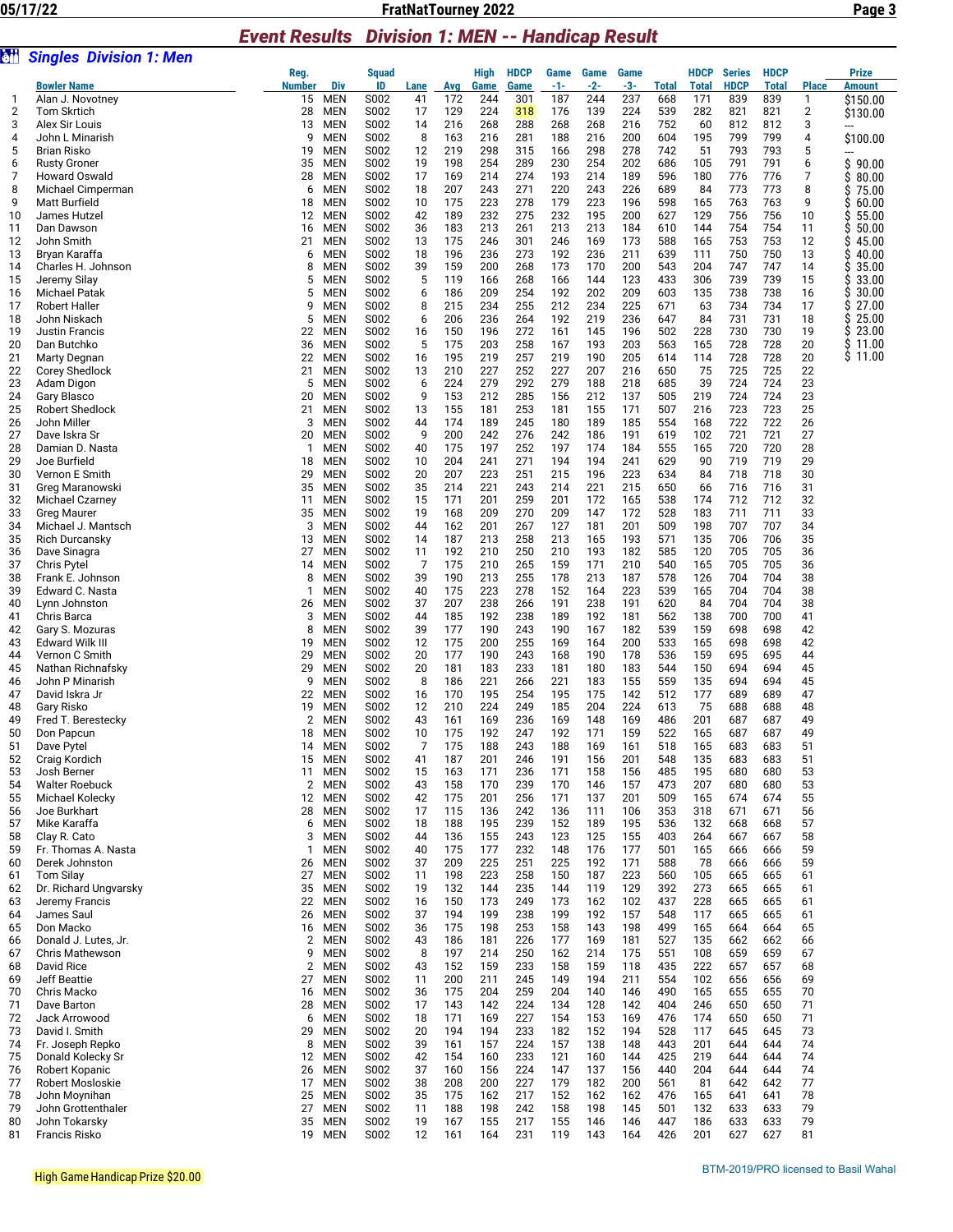## Event Results Division 1: MEN -- Handicap Result

### Singles Division 1: Men

| | Bowler Name | Reg. Number | Div | Squad ID | Lane | Avg | High Game | HDCP Game | Game -1- | Game -2- | Game -3- | Total | HDCP Total | Series HDCP | HDCP Total | Place | Prize Amount |
|---|---|---|---|---|---|---|---|---|---|---|---|---|---|---|---|---|---|
| 1 | Alan J. Novotney | 15 | MEN | S002 | 41 | 172 | 244 | 301 | 187 | 244 | 237 | 668 | 171 | 839 | 839 | 1 | $150.00 |
| 2 | Tom Skrtich | 28 | MEN | S002 | 17 | 129 | 224 | 318 | 176 | 139 | 224 | 539 | 282 | 821 | 821 | 2 | $130.00 |
| 3 | Alex Sir Louis | 13 | MEN | S002 | 14 | 216 | 268 | 288 | 268 | 268 | 216 | 752 | 60 | 812 | 812 | 3 | --- |
| 4 | John L Minarish | 9 | MEN | S002 | 8 | 163 | 216 | 281 | 188 | 216 | 200 | 604 | 195 | 799 | 799 | 4 | $100.00 |
| 5 | Brian Risko | 19 | MEN | S002 | 12 | 219 | 298 | 315 | 166 | 298 | 278 | 742 | 51 | 793 | 793 | 5 | --- |
| 6 | Rusty Groner | 35 | MEN | S002 | 19 | 198 | 254 | 289 | 230 | 254 | 202 | 686 | 105 | 791 | 791 | 6 | $ 90.00 |
| 7 | Howard Oswald | 28 | MEN | S002 | 17 | 169 | 214 | 274 | 193 | 214 | 189 | 596 | 180 | 776 | 776 | 7 | $ 80.00 |
| 8 | Michael Cimperman | 6 | MEN | S002 | 18 | 207 | 243 | 271 | 220 | 243 | 226 | 689 | 84 | 773 | 773 | 8 | $ 75.00 |
| 9 | Matt Burfield | 18 | MEN | S002 | 10 | 175 | 223 | 278 | 179 | 223 | 196 | 598 | 165 | 763 | 763 | 9 | $ 60.00 |
| 10 | James Hutzel | 12 | MEN | S002 | 42 | 189 | 232 | 275 | 232 | 195 | 200 | 627 | 129 | 756 | 756 | 10 | $ 55.00 |
| 11 | Dan Dawson | 16 | MEN | S002 | 36 | 183 | 213 | 261 | 213 | 213 | 184 | 610 | 144 | 754 | 754 | 11 | $ 50.00 |
| 12 | John Smith | 21 | MEN | S002 | 13 | 175 | 246 | 301 | 246 | 169 | 173 | 588 | 165 | 753 | 753 | 12 | $ 45.00 |
| 13 | Bryan Karaffa | 6 | MEN | S002 | 18 | 196 | 236 | 273 | 192 | 236 | 211 | 639 | 111 | 750 | 750 | 13 | $ 40.00 |
| 14 | Charles H. Johnson | 8 | MEN | S002 | 39 | 159 | 200 | 268 | 173 | 170 | 200 | 543 | 204 | 747 | 747 | 14 | $ 35.00 |
| 15 | Jeremy Silay | 5 | MEN | S002 | 5 | 119 | 166 | 268 | 166 | 144 | 123 | 433 | 306 | 739 | 739 | 15 | $ 33.00 |
| 16 | Michael Patak | 5 | MEN | S002 | 6 | 186 | 209 | 254 | 192 | 202 | 209 | 603 | 135 | 738 | 738 | 16 | $ 30.00 |
| 17 | Robert Haller | 9 | MEN | S002 | 8 | 215 | 234 | 255 | 212 | 234 | 225 | 671 | 63 | 734 | 734 | 17 | $ 27.00 |
| 18 | John Niskach | 5 | MEN | S002 | 6 | 206 | 236 | 264 | 192 | 219 | 236 | 647 | 84 | 731 | 731 | 18 | $ 25.00 |
| 19 | Justin Francis | 22 | MEN | S002 | 16 | 150 | 196 | 272 | 161 | 145 | 196 | 502 | 228 | 730 | 730 | 19 | $ 23.00 |
| 20 | Dan Butchko | 36 | MEN | S002 | 5 | 175 | 203 | 258 | 167 | 193 | 203 | 563 | 165 | 728 | 728 | 20 | $ 11.00 |
| 21 | Marty Degnan | 22 | MEN | S002 | 16 | 195 | 219 | 257 | 219 | 190 | 205 | 614 | 114 | 728 | 728 | 20 | $ 11.00 |
| 22 | Corey Shedlock | 21 | MEN | S002 | 13 | 210 | 227 | 252 | 227 | 207 | 216 | 650 | 75 | 725 | 725 | 22 | |
| 23 | Adam Digon | 5 | MEN | S002 | 6 | 224 | 279 | 292 | 279 | 188 | 218 | 685 | 39 | 724 | 724 | 23 | |
| 24 | Gary Blasco | 20 | MEN | S002 | 9 | 153 | 212 | 285 | 156 | 212 | 137 | 505 | 219 | 724 | 724 | 23 | |
| 25 | Robert Shedlock | 21 | MEN | S002 | 13 | 155 | 181 | 253 | 181 | 155 | 171 | 507 | 216 | 723 | 723 | 25 | |
| 26 | John Miller | 3 | MEN | S002 | 44 | 174 | 189 | 245 | 180 | 189 | 185 | 554 | 168 | 722 | 722 | 26 | |
| 27 | Dave Iskra Sr | 20 | MEN | S002 | 9 | 200 | 242 | 276 | 242 | 186 | 191 | 619 | 102 | 721 | 721 | 27 | |
| 28 | Damian D. Nasta | 1 | MEN | S002 | 40 | 175 | 197 | 252 | 197 | 174 | 184 | 555 | 165 | 720 | 720 | 28 | |
| 29 | Joe Burfield | 18 | MEN | S002 | 10 | 204 | 241 | 271 | 194 | 194 | 241 | 629 | 90 | 719 | 719 | 29 | |
| 30 | Vernon E Smith | 29 | MEN | S002 | 20 | 207 | 223 | 251 | 215 | 196 | 223 | 634 | 84 | 718 | 718 | 30 | |
| 31 | Greg Maranowski | 35 | MEN | S002 | 35 | 214 | 221 | 243 | 214 | 221 | 215 | 650 | 66 | 716 | 716 | 31 | |
| 32 | Michael Czarney | 11 | MEN | S002 | 15 | 171 | 201 | 259 | 201 | 172 | 165 | 538 | 174 | 712 | 712 | 32 | |
| 33 | Greg Maurer | 35 | MEN | S002 | 19 | 168 | 209 | 270 | 209 | 147 | 172 | 528 | 183 | 711 | 711 | 33 | |
| 34 | Michael J. Mantsch | 3 | MEN | S002 | 44 | 162 | 201 | 267 | 127 | 181 | 201 | 509 | 198 | 707 | 707 | 34 | |
| 35 | Rich Durcansky | 13 | MEN | S002 | 14 | 187 | 213 | 258 | 213 | 165 | 193 | 571 | 135 | 706 | 706 | 35 | |
| 36 | Dave Sinagra | 27 | MEN | S002 | 11 | 192 | 210 | 250 | 210 | 193 | 182 | 585 | 120 | 705 | 705 | 36 | |
| 37 | Chris Pytel | 14 | MEN | S002 | 7 | 175 | 210 | 265 | 159 | 171 | 210 | 540 | 165 | 705 | 705 | 36 | |
| 38 | Frank E. Johnson | 8 | MEN | S002 | 39 | 190 | 213 | 255 | 178 | 213 | 187 | 578 | 126 | 704 | 704 | 38 | |
| 39 | Edward C. Nasta | 1 | MEN | S002 | 40 | 175 | 223 | 278 | 152 | 164 | 223 | 539 | 165 | 704 | 704 | 38 | |
| 40 | Lynn Johnston | 26 | MEN | S002 | 37 | 207 | 238 | 266 | 191 | 238 | 191 | 620 | 84 | 704 | 704 | 38 | |
| 41 | Chris Barca | 3 | MEN | S002 | 44 | 185 | 192 | 238 | 189 | 192 | 181 | 562 | 138 | 700 | 700 | 41 | |
| 42 | Gary S. Mozuras | 8 | MEN | S002 | 39 | 177 | 190 | 243 | 190 | 167 | 182 | 539 | 159 | 698 | 698 | 42 | |
| 43 | Edward Wilk III | 19 | MEN | S002 | 12 | 175 | 200 | 255 | 169 | 164 | 200 | 533 | 165 | 698 | 698 | 42 | |
| 44 | Vernon C Smith | 29 | MEN | S002 | 20 | 177 | 190 | 243 | 168 | 190 | 178 | 536 | 159 | 695 | 695 | 44 | |
| 45 | Nathan Richnafsky | 29 | MEN | S002 | 20 | 181 | 183 | 233 | 181 | 180 | 183 | 544 | 150 | 694 | 694 | 45 | |
| 46 | John P Minarish | 9 | MEN | S002 | 8 | 186 | 221 | 266 | 221 | 183 | 155 | 559 | 135 | 694 | 694 | 45 | |
| 47 | David Iskra Jr | 22 | MEN | S002 | 16 | 170 | 195 | 254 | 195 | 175 | 142 | 512 | 177 | 689 | 689 | 47 | |
| 48 | Gary Risko | 19 | MEN | S002 | 12 | 210 | 224 | 249 | 185 | 204 | 224 | 613 | 75 | 688 | 688 | 48 | |
| 49 | Fred T. Berestecky | 2 | MEN | S002 | 43 | 161 | 169 | 236 | 169 | 148 | 169 | 486 | 201 | 687 | 687 | 49 | |
| 50 | Don Papcun | 18 | MEN | S002 | 10 | 175 | 192 | 247 | 192 | 171 | 159 | 522 | 165 | 687 | 687 | 49 | |
| 51 | Dave Pytel | 14 | MEN | S002 | 7 | 175 | 188 | 243 | 188 | 169 | 161 | 518 | 165 | 683 | 683 | 51 | |
| 52 | Craig Kordich | 15 | MEN | S002 | 41 | 187 | 201 | 246 | 191 | 156 | 201 | 548 | 135 | 683 | 683 | 51 | |
| 53 | Josh Berner | 11 | MEN | S002 | 15 | 163 | 171 | 236 | 171 | 158 | 156 | 485 | 195 | 680 | 680 | 53 | |
| 54 | Walter Roebuck | 2 | MEN | S002 | 43 | 158 | 170 | 239 | 170 | 146 | 157 | 473 | 207 | 680 | 680 | 53 | |
| 55 | Michael Kolecky | 12 | MEN | S002 | 42 | 175 | 201 | 256 | 171 | 137 | 201 | 509 | 165 | 674 | 674 | 55 | |
| 56 | Joe Burkhart | 28 | MEN | S002 | 17 | 115 | 136 | 242 | 136 | 111 | 106 | 353 | 318 | 671 | 671 | 56 | |
| 57 | Mike Karaffa | 6 | MEN | S002 | 18 | 188 | 195 | 239 | 152 | 189 | 195 | 536 | 132 | 668 | 668 | 57 | |
| 58 | Clay R. Cato | 3 | MEN | S002 | 44 | 136 | 155 | 243 | 123 | 125 | 155 | 403 | 264 | 667 | 667 | 58 | |
| 59 | Fr. Thomas A. Nasta | 1 | MEN | S002 | 40 | 175 | 177 | 232 | 148 | 176 | 177 | 501 | 165 | 666 | 666 | 59 | |
| 60 | Derek Johnston | 26 | MEN | S002 | 37 | 209 | 225 | 251 | 225 | 192 | 171 | 588 | 78 | 666 | 666 | 59 | |
| 61 | Tom Silay | 27 | MEN | S002 | 11 | 198 | 223 | 258 | 150 | 187 | 223 | 560 | 105 | 665 | 665 | 61 | |
| 62 | Dr. Richard Ungvarsky | 35 | MEN | S002 | 19 | 132 | 144 | 235 | 144 | 119 | 129 | 392 | 273 | 665 | 665 | 61 | |
| 63 | Jeremy Francis | 22 | MEN | S002 | 16 | 150 | 173 | 249 | 173 | 162 | 102 | 437 | 228 | 665 | 665 | 61 | |
| 64 | James Saul | 26 | MEN | S002 | 37 | 194 | 199 | 238 | 199 | 192 | 157 | 548 | 117 | 665 | 665 | 61 | |
| 65 | Don Macko | 16 | MEN | S002 | 36 | 175 | 198 | 253 | 158 | 143 | 198 | 499 | 165 | 664 | 664 | 65 | |
| 66 | Donald J. Lutes, Jr. | 2 | MEN | S002 | 43 | 186 | 181 | 226 | 177 | 169 | 181 | 527 | 135 | 662 | 662 | 66 | |
| 67 | Chris Mathewson | 9 | MEN | S002 | 8 | 197 | 214 | 250 | 162 | 214 | 175 | 551 | 108 | 659 | 659 | 67 | |
| 68 | David Rice | 2 | MEN | S002 | 43 | 152 | 159 | 233 | 158 | 159 | 118 | 435 | 222 | 657 | 657 | 68 | |
| 69 | Jeff Beattie | 27 | MEN | S002 | 11 | 200 | 211 | 245 | 149 | 194 | 211 | 554 | 102 | 656 | 656 | 69 | |
| 70 | Chris Macko | 16 | MEN | S002 | 36 | 175 | 204 | 259 | 204 | 140 | 146 | 490 | 165 | 655 | 655 | 70 | |
| 71 | Dave Barton | 28 | MEN | S002 | 17 | 143 | 142 | 224 | 134 | 128 | 142 | 404 | 246 | 650 | 650 | 71 | |
| 72 | Jack Arrowood | 6 | MEN | S002 | 18 | 171 | 169 | 227 | 154 | 153 | 169 | 476 | 174 | 650 | 650 | 71 | |
| 73 | David I. Smith | 29 | MEN | S002 | 20 | 194 | 194 | 233 | 182 | 152 | 194 | 528 | 117 | 645 | 645 | 73 | |
| 74 | Fr. Joseph Repko | 8 | MEN | S002 | 39 | 161 | 157 | 224 | 157 | 138 | 148 | 443 | 201 | 644 | 644 | 74 | |
| 75 | Donald Kolecky Sr | 12 | MEN | S002 | 42 | 154 | 160 | 233 | 121 | 160 | 144 | 425 | 219 | 644 | 644 | 74 | |
| 76 | Robert Kopanic | 26 | MEN | S002 | 37 | 160 | 156 | 224 | 147 | 137 | 156 | 440 | 204 | 644 | 644 | 74 | |
| 77 | Robert Mosloskie | 17 | MEN | S002 | 38 | 208 | 200 | 227 | 179 | 182 | 200 | 561 | 81 | 642 | 642 | 77 | |
| 78 | John Moynihan | 25 | MEN | S002 | 35 | 175 | 162 | 217 | 152 | 162 | 162 | 476 | 165 | 641 | 641 | 78 | |
| 79 | John Grottenthaler | 27 | MEN | S002 | 11 | 188 | 198 | 242 | 158 | 198 | 145 | 501 | 132 | 633 | 633 | 79 | |
| 80 | John Tokarsky | 35 | MEN | S002 | 19 | 167 | 155 | 217 | 155 | 146 | 146 | 447 | 186 | 633 | 633 | 79 | |
| 81 | Francis Risko | 19 | MEN | S002 | 12 | 161 | 164 | 231 | 119 | 143 | 164 | 426 | 201 | 627 | 627 | 81 | |

High Game Handicap Prize $20.00

BTM-2019/PRO licensed to Basil Wahal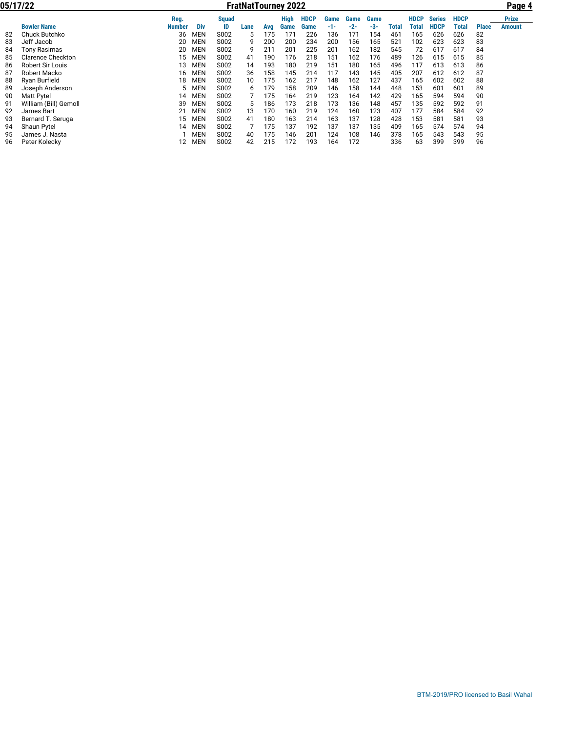# FratNatTourney 2022

05/17/22

|  | Bowler Name | Reg. Number | Div | Squad ID | Lane | Avg | High Game | HDCP Game | Game -1- | Game -2- | Game -3- | Total | HDCP Total | Series HDCP | HDCP Total | Place | Prize Amount |
|---|---|---|---|---|---|---|---|---|---|---|---|---|---|---|---|---|---|
| 82 | Chuck Butchko | 36 | MEN | S002 | 5 | 175 | 171 | 226 | 136 | 171 | 154 | 461 | 165 | 626 | 626 | 82 | |
| 83 | Jeff Jacob | 20 | MEN | S002 | 9 | 200 | 200 | 234 | 200 | 156 | 165 | 521 | 102 | 623 | 623 | 83 | |
| 84 | Tony Rasimas | 20 | MEN | S002 | 9 | 211 | 201 | 225 | 201 | 162 | 182 | 545 | 72 | 617 | 617 | 84 | |
| 85 | Clarence Checkton | 15 | MEN | S002 | 41 | 190 | 176 | 218 | 151 | 162 | 176 | 489 | 126 | 615 | 615 | 85 | |
| 86 | Robert Sir Louis | 13 | MEN | S002 | 14 | 193 | 180 | 219 | 151 | 180 | 165 | 496 | 117 | 613 | 613 | 86 | |
| 87 | Robert Macko | 16 | MEN | S002 | 36 | 158 | 145 | 214 | 117 | 143 | 145 | 405 | 207 | 612 | 612 | 87 | |
| 88 | Ryan Burfield | 18 | MEN | S002 | 10 | 175 | 162 | 217 | 148 | 162 | 127 | 437 | 165 | 602 | 602 | 88 | |
| 89 | Joseph Anderson | 5 | MEN | S002 | 6 | 179 | 158 | 209 | 146 | 158 | 144 | 448 | 153 | 601 | 601 | 89 | |
| 90 | Matt Pytel | 14 | MEN | S002 | 7 | 175 | 164 | 219 | 123 | 164 | 142 | 429 | 165 | 594 | 594 | 90 | |
| 91 | William (Bill) Gemoll | 39 | MEN | S002 | 5 | 186 | 173 | 218 | 173 | 136 | 148 | 457 | 135 | 592 | 592 | 91 | |
| 92 | James Bart | 21 | MEN | S002 | 13 | 170 | 160 | 219 | 124 | 160 | 123 | 407 | 177 | 584 | 584 | 92 | |
| 93 | Bernard T. Seruga | 15 | MEN | S002 | 41 | 180 | 163 | 214 | 163 | 137 | 128 | 428 | 153 | 581 | 581 | 93 | |
| 94 | Shaun Pytel | 14 | MEN | S002 | 7 | 175 | 137 | 192 | 137 | 137 | 135 | 409 | 165 | 574 | 574 | 94 | |
| 95 | James J. Nasta | 1 | MEN | S002 | 40 | 175 | 146 | 201 | 124 | 108 | 146 | 378 | 165 | 543 | 543 | 95 | |
| 96 | Peter Kolecky | 12 | MEN | S002 | 42 | 215 | 172 | 193 | 164 | 172 | | 336 | 63 | 399 | 399 | 96 | |

BTM-2019/PRO licensed to Basil Wahal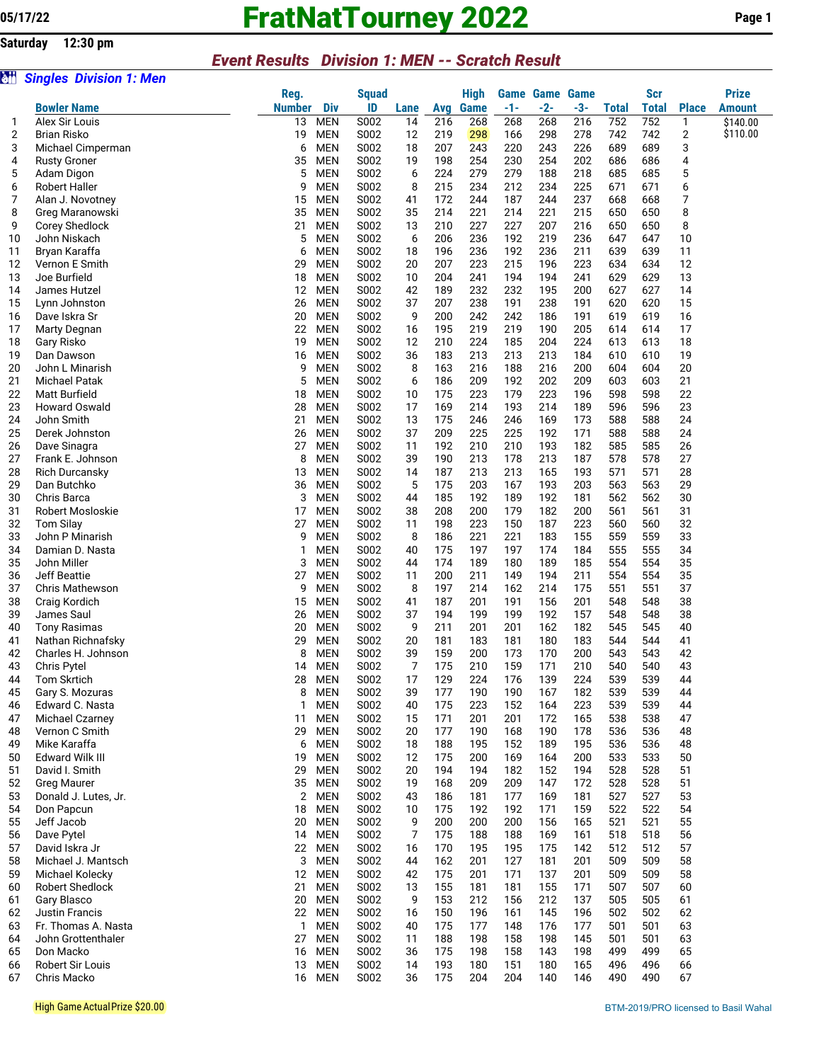05/17/22

# FratNatTourney 2022

**Saturday 12:30 pm**

## *Event Results Division 1: MEN -- Scratch Result*

### *Singles Division 1: Men*

| | Bowler Name | Reg. Number | Div | Squad ID | Lane | Avg | High Game | Game -1- | Game -2- | Game -3- | Total | Scr Total | Place | Prize Amount |
|---|---|---|---|---|---|---|---|---|---|---|---|---|---|---|
| 1 | Alex Sir Louis | 13 | MEN | S002 | 14 | 216 | 268 | 268 | 268 | 216 | 752 | 752 | 1 | $140.00 |
| 2 | Brian Risko | 19 | MEN | S002 | 12 | 219 | 298 | 166 | 298 | 278 | 742 | 742 | 2 | $110.00 |
| 3 | Michael Cimperman | 6 | MEN | S002 | 18 | 207 | 243 | 220 | 243 | 226 | 689 | 689 | 3 | |
| 4 | Rusty Groner | 35 | MEN | S002 | 19 | 198 | 254 | 230 | 254 | 202 | 686 | 686 | 4 | |
| 5 | Adam Digon | 5 | MEN | S002 | 6 | 224 | 279 | 279 | 188 | 218 | 685 | 685 | 5 | |
| 6 | Robert Haller | 9 | MEN | S002 | 8 | 215 | 234 | 212 | 234 | 225 | 671 | 671 | 6 | |
| 7 | Alan J. Novotney | 15 | MEN | S002 | 41 | 172 | 244 | 187 | 244 | 237 | 668 | 668 | 7 | |
| 8 | Greg Maranowski | 35 | MEN | S002 | 35 | 214 | 221 | 214 | 221 | 215 | 650 | 650 | 8 | |
| 9 | Corey Shedlock | 21 | MEN | S002 | 13 | 210 | 227 | 227 | 207 | 216 | 650 | 650 | 8 | |
| 10 | John Niskach | 5 | MEN | S002 | 6 | 206 | 236 | 192 | 219 | 236 | 647 | 647 | 10 | |
| 11 | Bryan Karaffa | 6 | MEN | S002 | 18 | 196 | 236 | 192 | 236 | 211 | 639 | 639 | 11 | |
| 12 | Vernon E Smith | 29 | MEN | S002 | 20 | 207 | 223 | 215 | 196 | 223 | 634 | 634 | 12 | |
| 13 | Joe Burfield | 18 | MEN | S002 | 10 | 204 | 241 | 194 | 194 | 241 | 629 | 629 | 13 | |
| 14 | James Hutzel | 12 | MEN | S002 | 42 | 189 | 232 | 232 | 195 | 200 | 627 | 627 | 14 | |
| 15 | Lynn Johnston | 26 | MEN | S002 | 37 | 207 | 238 | 191 | 238 | 191 | 620 | 620 | 15 | |
| 16 | Dave Iskra Sr | 20 | MEN | S002 | 9 | 200 | 242 | 242 | 186 | 191 | 619 | 619 | 16 | |
| 17 | Marty Degnan | 22 | MEN | S002 | 16 | 195 | 219 | 219 | 190 | 205 | 614 | 614 | 17 | |
| 18 | Gary Risko | 19 | MEN | S002 | 12 | 210 | 224 | 185 | 204 | 224 | 613 | 613 | 18 | |
| 19 | Dan Dawson | 16 | MEN | S002 | 36 | 183 | 213 | 213 | 213 | 184 | 610 | 610 | 19 | |
| 20 | John L Minarish | 9 | MEN | S002 | 8 | 163 | 216 | 188 | 216 | 200 | 604 | 604 | 20 | |
| 21 | Michael Patak | 5 | MEN | S002 | 6 | 186 | 209 | 192 | 202 | 209 | 603 | 603 | 21 | |
| 22 | Matt Burfield | 18 | MEN | S002 | 10 | 175 | 223 | 179 | 223 | 196 | 598 | 598 | 22 | |
| 23 | Howard Oswald | 28 | MEN | S002 | 17 | 169 | 214 | 193 | 214 | 189 | 596 | 596 | 23 | |
| 24 | John Smith | 21 | MEN | S002 | 13 | 175 | 246 | 246 | 169 | 173 | 588 | 588 | 24 | |
| 25 | Derek Johnston | 26 | MEN | S002 | 37 | 209 | 225 | 225 | 192 | 171 | 588 | 588 | 24 | |
| 26 | Dave Sinagra | 27 | MEN | S002 | 11 | 192 | 210 | 210 | 193 | 182 | 585 | 585 | 26 | |
| 27 | Frank E. Johnson | 8 | MEN | S002 | 39 | 190 | 213 | 178 | 213 | 187 | 578 | 578 | 27 | |
| 28 | Rich Durcansky | 13 | MEN | S002 | 14 | 187 | 213 | 213 | 165 | 193 | 571 | 571 | 28 | |
| 29 | Dan Butchko | 36 | MEN | S002 | 5 | 175 | 203 | 167 | 193 | 203 | 563 | 563 | 29 | |
| 30 | Chris Barca | 3 | MEN | S002 | 44 | 185 | 192 | 189 | 192 | 181 | 562 | 562 | 30 | |
| 31 | Robert Mosloskie | 17 | MEN | S002 | 38 | 208 | 200 | 179 | 182 | 200 | 561 | 561 | 31 | |
| 32 | Tom Silay | 27 | MEN | S002 | 11 | 198 | 223 | 150 | 187 | 223 | 560 | 560 | 32 | |
| 33 | John P Minarish | 9 | MEN | S002 | 8 | 186 | 221 | 221 | 183 | 155 | 559 | 559 | 33 | |
| 34 | Damian D. Nasta | 1 | MEN | S002 | 40 | 175 | 197 | 197 | 174 | 184 | 555 | 555 | 34 | |
| 35 | John Miller | 3 | MEN | S002 | 44 | 174 | 189 | 180 | 189 | 185 | 554 | 554 | 35 | |
| 36 | Jeff Beattie | 27 | MEN | S002 | 11 | 200 | 211 | 149 | 194 | 211 | 554 | 554 | 35 | |
| 37 | Chris Mathewson | 9 | MEN | S002 | 8 | 197 | 214 | 162 | 214 | 175 | 551 | 551 | 37 | |
| 38 | Craig Kordich | 15 | MEN | S002 | 41 | 187 | 201 | 191 | 156 | 201 | 548 | 548 | 38 | |
| 39 | James Saul | 26 | MEN | S002 | 37 | 194 | 199 | 199 | 192 | 157 | 548 | 548 | 38 | |
| 40 | Tony Rasimas | 20 | MEN | S002 | 9 | 211 | 201 | 201 | 162 | 182 | 545 | 545 | 40 | |
| 41 | Nathan Richnafsky | 29 | MEN | S002 | 20 | 181 | 183 | 181 | 180 | 183 | 544 | 544 | 41 | |
| 42 | Charles H. Johnson | 8 | MEN | S002 | 39 | 159 | 200 | 173 | 170 | 200 | 543 | 543 | 42 | |
| 43 | Chris Pytel | 14 | MEN | S002 | 7 | 175 | 210 | 159 | 171 | 210 | 540 | 540 | 43 | |
| 44 | Tom Skrtich | 28 | MEN | S002 | 17 | 129 | 224 | 176 | 139 | 224 | 539 | 539 | 44 | |
| 45 | Gary S. Mozuras | 8 | MEN | S002 | 39 | 177 | 190 | 190 | 167 | 182 | 539 | 539 | 44 | |
| 46 | Edward C. Nasta | 1 | MEN | S002 | 40 | 175 | 223 | 152 | 164 | 223 | 539 | 539 | 44 | |
| 47 | Michael Czarney | 11 | MEN | S002 | 15 | 171 | 201 | 201 | 172 | 165 | 538 | 538 | 47 | |
| 48 | Vernon C Smith | 29 | MEN | S002 | 20 | 177 | 190 | 168 | 190 | 178 | 536 | 536 | 48 | |
| 49 | Mike Karaffa | 6 | MEN | S002 | 18 | 188 | 195 | 152 | 189 | 195 | 536 | 536 | 48 | |
| 50 | Edward Wilk III | 19 | MEN | S002 | 12 | 175 | 200 | 169 | 164 | 200 | 533 | 533 | 50 | |
| 51 | David I. Smith | 29 | MEN | S002 | 20 | 194 | 194 | 182 | 152 | 194 | 528 | 528 | 51 | |
| 52 | Greg Maurer | 35 | MEN | S002 | 19 | 168 | 209 | 209 | 147 | 172 | 528 | 528 | 51 | |
| 53 | Donald J. Lutes, Jr. | 2 | MEN | S002 | 43 | 186 | 181 | 177 | 169 | 181 | 527 | 527 | 53 | |
| 54 | Don Papcun | 18 | MEN | S002 | 10 | 175 | 192 | 192 | 171 | 159 | 522 | 522 | 54 | |
| 55 | Jeff Jacob | 20 | MEN | S002 | 9 | 200 | 200 | 200 | 156 | 165 | 521 | 521 | 55 | |
| 56 | Dave Pytel | 14 | MEN | S002 | 7 | 175 | 188 | 188 | 169 | 161 | 518 | 518 | 56 | |
| 57 | David Iskra Jr | 22 | MEN | S002 | 16 | 170 | 195 | 195 | 175 | 142 | 512 | 512 | 57 | |
| 58 | Michael J. Mantsch | 3 | MEN | S002 | 44 | 162 | 201 | 127 | 181 | 201 | 509 | 509 | 58 | |
| 59 | Michael Kolecky | 12 | MEN | S002 | 42 | 175 | 201 | 171 | 137 | 201 | 509 | 509 | 58 | |
| 60 | Robert Shedlock | 21 | MEN | S002 | 13 | 155 | 181 | 181 | 155 | 171 | 507 | 507 | 60 | |
| 61 | Gary Blasco | 20 | MEN | S002 | 9 | 153 | 212 | 156 | 212 | 137 | 505 | 505 | 61 | |
| 62 | Justin Francis | 22 | MEN | S002 | 16 | 150 | 196 | 161 | 145 | 196 | 502 | 502 | 62 | |
| 63 | Fr. Thomas A. Nasta | 1 | MEN | S002 | 40 | 175 | 177 | 148 | 176 | 177 | 501 | 501 | 63 | |
| 64 | John Grottenthaler | 27 | MEN | S002 | 11 | 188 | 198 | 158 | 198 | 145 | 501 | 501 | 63 | |
| 65 | Don Macko | 16 | MEN | S002 | 36 | 175 | 198 | 158 | 143 | 198 | 499 | 499 | 65 | |
| 66 | Robert Sir Louis | 13 | MEN | S002 | 14 | 193 | 180 | 151 | 180 | 165 | 496 | 496 | 66 | |
| 67 | Chris Macko | 16 | MEN | S002 | 36 | 175 | 204 | 204 | 140 | 146 | 490 | 490 | 67 | |

High Game Actual Prize $20.00

BTM-2019/PRO licensed to Basil Wahal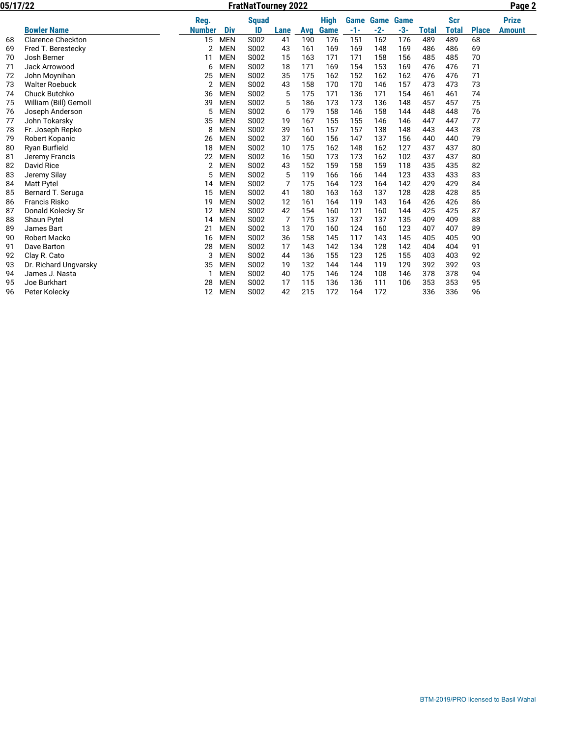| | Bowler Name | Reg. Number | Div | Squad ID | Lane | Avg | High Game | Game -1- | Game -2- | Game -3- | Total | Scr Total | Place | Prize Amount |
|---|---|---|---|---|---|---|---|---|---|---|---|---|---|---|
| 68 | Clarence Checkton | 15 | MEN | S002 | 41 | 190 | 176 | 151 | 162 | 176 | 489 | 489 | 68 | |
| 69 | Fred T. Berestecky | 2 | MEN | S002 | 43 | 161 | 169 | 169 | 148 | 169 | 486 | 486 | 69 | |
| 70 | Josh Berner | 11 | MEN | S002 | 15 | 163 | 171 | 171 | 158 | 156 | 485 | 485 | 70 | |
| 71 | Jack Arrowood | 6 | MEN | S002 | 18 | 171 | 169 | 154 | 153 | 169 | 476 | 476 | 71 | |
| 72 | John Moynihan | 25 | MEN | S002 | 35 | 175 | 162 | 152 | 162 | 162 | 476 | 476 | 71 | |
| 73 | Walter Roebuck | 2 | MEN | S002 | 43 | 158 | 170 | 170 | 146 | 157 | 473 | 473 | 73 | |
| 74 | Chuck Butchko | 36 | MEN | S002 | 5 | 175 | 171 | 136 | 171 | 154 | 461 | 461 | 74 | |
| 75 | William (Bill) Gemoll | 39 | MEN | S002 | 5 | 186 | 173 | 173 | 136 | 148 | 457 | 457 | 75 | |
| 76 | Joseph Anderson | 5 | MEN | S002 | 6 | 179 | 158 | 146 | 158 | 144 | 448 | 448 | 76 | |
| 77 | John Tokarsky | 35 | MEN | S002 | 19 | 167 | 155 | 155 | 146 | 146 | 447 | 447 | 77 | |
| 78 | Fr. Joseph Repko | 8 | MEN | S002 | 39 | 161 | 157 | 157 | 138 | 148 | 443 | 443 | 78 | |
| 79 | Robert Kopanic | 26 | MEN | S002 | 37 | 160 | 156 | 147 | 137 | 156 | 440 | 440 | 79 | |
| 80 | Ryan Burfield | 18 | MEN | S002 | 10 | 175 | 162 | 148 | 162 | 127 | 437 | 437 | 80 | |
| 81 | Jeremy Francis | 22 | MEN | S002 | 16 | 150 | 173 | 173 | 162 | 102 | 437 | 437 | 80 | |
| 82 | David Rice | 2 | MEN | S002 | 43 | 152 | 159 | 158 | 159 | 118 | 435 | 435 | 82 | |
| 83 | Jeremy Silay | 5 | MEN | S002 | 5 | 119 | 166 | 166 | 144 | 123 | 433 | 433 | 83 | |
| 84 | Matt Pytel | 14 | MEN | S002 | 7 | 175 | 164 | 123 | 164 | 142 | 429 | 429 | 84 | |
| 85 | Bernard T. Seruga | 15 | MEN | S002 | 41 | 180 | 163 | 163 | 137 | 128 | 428 | 428 | 85 | |
| 86 | Francis Risko | 19 | MEN | S002 | 12 | 161 | 164 | 119 | 143 | 164 | 426 | 426 | 86 | |
| 87 | Donald Kolecky Sr | 12 | MEN | S002 | 42 | 154 | 160 | 121 | 160 | 144 | 425 | 425 | 87 | |
| 88 | Shaun Pytel | 14 | MEN | S002 | 7 | 175 | 137 | 137 | 137 | 135 | 409 | 409 | 88 | |
| 89 | James Bart | 21 | MEN | S002 | 13 | 170 | 160 | 124 | 160 | 123 | 407 | 407 | 89 | |
| 90 | Robert Macko | 16 | MEN | S002 | 36 | 158 | 145 | 117 | 143 | 145 | 405 | 405 | 90 | |
| 91 | Dave Barton | 28 | MEN | S002 | 17 | 143 | 142 | 134 | 128 | 142 | 404 | 404 | 91 | |
| 92 | Clay R. Cato | 3 | MEN | S002 | 44 | 136 | 155 | 123 | 125 | 155 | 403 | 403 | 92 | |
| 93 | Dr. Richard Ungvarsky | 35 | MEN | S002 | 19 | 132 | 144 | 144 | 119 | 129 | 392 | 392 | 93 | |
| 94 | James J. Nasta | 1 | MEN | S002 | 40 | 175 | 146 | 124 | 108 | 146 | 378 | 378 | 94 | |
| 95 | Joe Burkhart | 28 | MEN | S002 | 17 | 115 | 136 | 136 | 111 | 106 | 353 | 353 | 95 | |
| 96 | Peter Kolecky | 12 | MEN | S002 | 42 | 215 | 172 | 164 | 172 | | 336 | 336 | 96 | |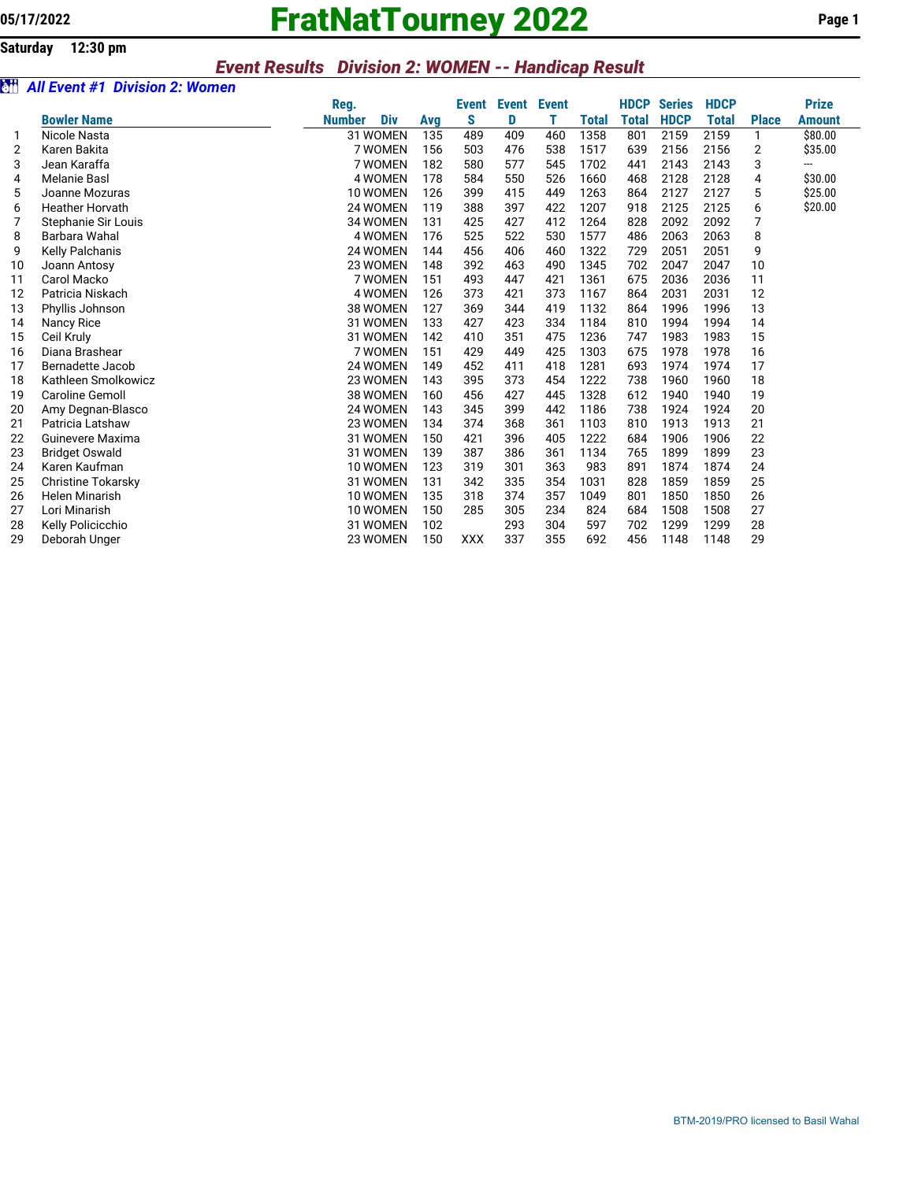# FratNatTourney 2022

05/17/2022

Saturday 12:30 pm

## *Event Results Division 2: WOMEN -- Handicap Result*

### *All Event #1 Division 2: Women*

| | Bowler Name | Reg. Number | Div | Avg | Event S | Event D | Event T | Total | HDCP Total | Series HDCP | HDCP Total | Place | Prize Amount |
|---|---|---|---|---|---|---|---|---|---|---|---|---|---|
| 1 | Nicole Nasta | 31 | WOMEN | 135 | 489 | 409 | 460 | 1358 | 801 | 2159 | 2159 | 1 | $80.00 |
| 2 | Karen Bakita | 7 | WOMEN | 156 | 503 | 476 | 538 | 1517 | 639 | 2156 | 2156 | 2 | $35.00 |
| 3 | Jean Karaffa | 7 | WOMEN | 182 | 580 | 577 | 545 | 1702 | 441 | 2143 | 2143 | 3 | --- |
| 4 | Melanie Basl | 4 | WOMEN | 178 | 584 | 550 | 526 | 1660 | 468 | 2128 | 2128 | 4 | $30.00 |
| 5 | Joanne Mozuras | 10 | WOMEN | 126 | 399 | 415 | 449 | 1263 | 864 | 2127 | 2127 | 5 | $25.00 |
| 6 | Heather Horvath | 24 | WOMEN | 119 | 388 | 397 | 422 | 1207 | 918 | 2125 | 2125 | 6 | $20.00 |
| 7 | Stephanie Sir Louis | 34 | WOMEN | 131 | 425 | 427 | 412 | 1264 | 828 | 2092 | 2092 | 7 | |
| 8 | Barbara Wahal | 4 | WOMEN | 176 | 525 | 522 | 530 | 1577 | 486 | 2063 | 2063 | 8 | |
| 9 | Kelly Palchanis | 24 | WOMEN | 144 | 456 | 406 | 460 | 1322 | 729 | 2051 | 2051 | 9 | |
| 10 | Joann Antosy | 23 | WOMEN | 148 | 392 | 463 | 490 | 1345 | 702 | 2047 | 2047 | 10 | |
| 11 | Carol Macko | 7 | WOMEN | 151 | 493 | 447 | 421 | 1361 | 675 | 2036 | 2036 | 11 | |
| 12 | Patricia Niskach | 4 | WOMEN | 126 | 373 | 421 | 373 | 1167 | 864 | 2031 | 2031 | 12 | |
| 13 | Phyllis Johnson | 38 | WOMEN | 127 | 369 | 344 | 419 | 1132 | 864 | 1996 | 1996 | 13 | |
| 14 | Nancy Rice | 31 | WOMEN | 133 | 427 | 423 | 334 | 1184 | 810 | 1994 | 1994 | 14 | |
| 15 | Ceil Kruly | 31 | WOMEN | 142 | 410 | 351 | 475 | 1236 | 747 | 1983 | 1983 | 15 | |
| 16 | Diana Brashear | 7 | WOMEN | 151 | 429 | 449 | 425 | 1303 | 675 | 1978 | 1978 | 16 | |
| 17 | Bernadette Jacob | 24 | WOMEN | 149 | 452 | 411 | 418 | 1281 | 693 | 1974 | 1974 | 17 | |
| 18 | Kathleen Smolkowicz | 23 | WOMEN | 143 | 395 | 373 | 454 | 1222 | 738 | 1960 | 1960 | 18 | |
| 19 | Caroline Gemoll | 38 | WOMEN | 160 | 456 | 427 | 445 | 1328 | 612 | 1940 | 1940 | 19 | |
| 20 | Amy Degnan-Blasco | 24 | WOMEN | 143 | 345 | 399 | 442 | 1186 | 738 | 1924 | 1924 | 20 | |
| 21 | Patricia Latshaw | 23 | WOMEN | 134 | 374 | 368 | 361 | 1103 | 810 | 1913 | 1913 | 21 | |
| 22 | Guinevere Maxima | 31 | WOMEN | 150 | 421 | 396 | 405 | 1222 | 684 | 1906 | 1906 | 22 | |
| 23 | Bridget Oswald | 31 | WOMEN | 139 | 387 | 386 | 361 | 1134 | 765 | 1899 | 1899 | 23 | |
| 24 | Karen Kaufman | 10 | WOMEN | 123 | 319 | 301 | 363 | 983 | 891 | 1874 | 1874 | 24 | |
| 25 | Christine Tokarsky | 31 | WOMEN | 131 | 342 | 335 | 354 | 1031 | 828 | 1859 | 1859 | 25 | |
| 26 | Helen Minarish | 10 | WOMEN | 135 | 318 | 374 | 357 | 1049 | 801 | 1850 | 1850 | 26 | |
| 27 | Lori Minarish | 10 | WOMEN | 150 | 285 | 305 | 234 | 824 | 684 | 1508 | 1508 | 27 | |
| 28 | Kelly Policicchio | 31 | WOMEN | 102 | | 293 | 304 | 597 | 702 | 1299 | 1299 | 28 | |
| 29 | Deborah Unger | 23 | WOMEN | 150 | XXX | 337 | 355 | 692 | 456 | 1148 | 1148 | 29 | |

BTM-2019/PRO licensed to Basil Wahal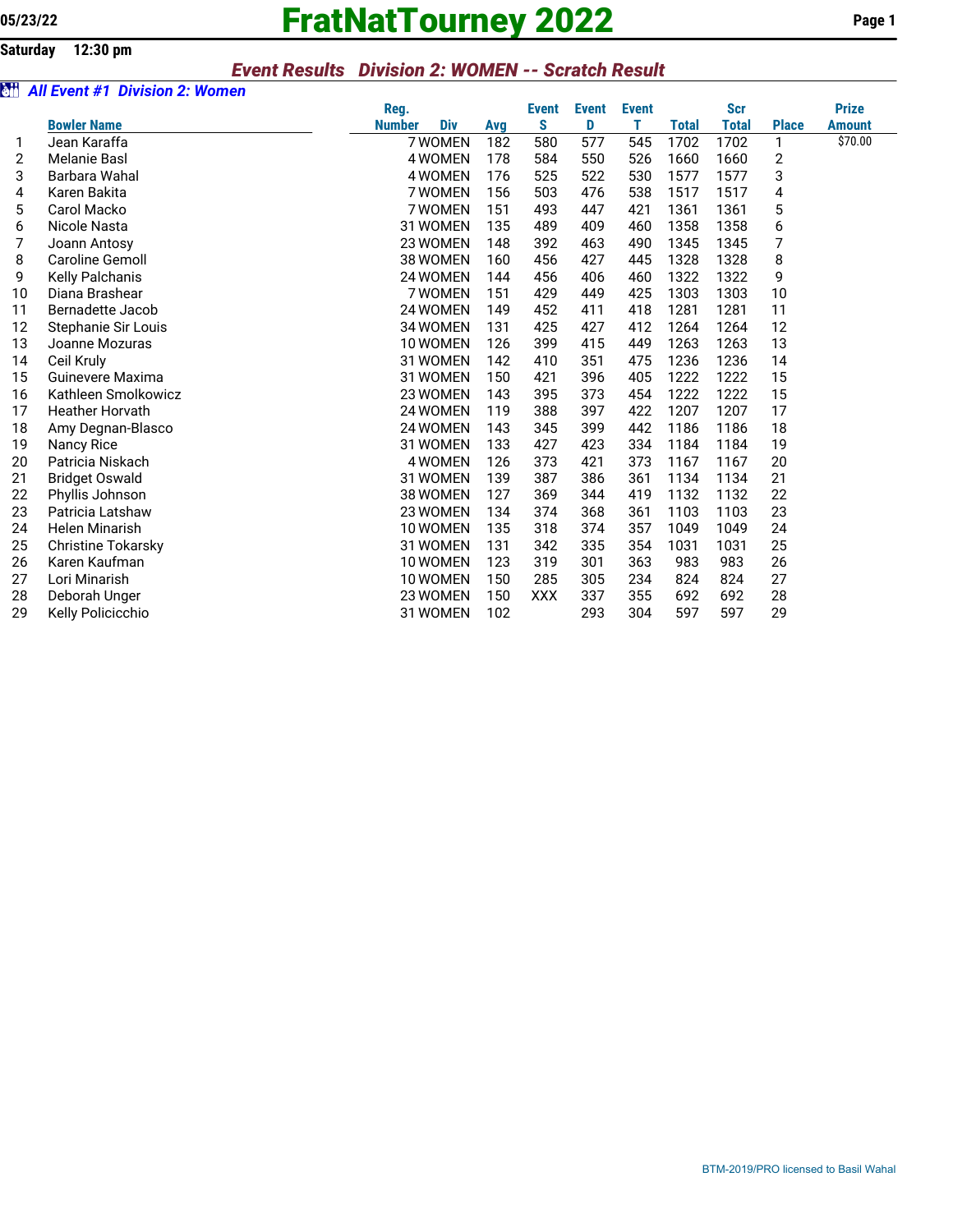05/23/22

# FratNatTourney 2022

**Saturday 12:30 pm**

## *Event Results Division 2: WOMEN -- Scratch Result*

### *All Event #1 Division 2: Women*

| | Bowler Name | Reg. Number | Div | Avg | Event S | Event D | Event T | Total | Scr Total | Place | Prize Amount |
|---|---|---|---|---|---|---|---|---|---|---|---|
| 1 | Jean Karaffa | 7 | WOMEN | 182 | 580 | 577 | 545 | 1702 | 1702 | 1 | $70.00 |
| 2 | Melanie Basl | 4 | WOMEN | 178 | 584 | 550 | 526 | 1660 | 1660 | 2 | |
| 3 | Barbara Wahal | 4 | WOMEN | 176 | 525 | 522 | 530 | 1577 | 1577 | 3 | |
| 4 | Karen Bakita | 7 | WOMEN | 156 | 503 | 476 | 538 | 1517 | 1517 | 4 | |
| 5 | Carol Macko | 7 | WOMEN | 151 | 493 | 447 | 421 | 1361 | 1361 | 5 | |
| 6 | Nicole Nasta | 31 | WOMEN | 135 | 489 | 409 | 460 | 1358 | 1358 | 6 | |
| 7 | Joann Antosy | 23 | WOMEN | 148 | 392 | 463 | 490 | 1345 | 1345 | 7 | |
| 8 | Caroline Gemoll | 38 | WOMEN | 160 | 456 | 427 | 445 | 1328 | 1328 | 8 | |
| 9 | Kelly Palchanis | 24 | WOMEN | 144 | 456 | 406 | 460 | 1322 | 1322 | 9 | |
| 10 | Diana Brashear | 7 | WOMEN | 151 | 429 | 449 | 425 | 1303 | 1303 | 10 | |
| 11 | Bernadette Jacob | 24 | WOMEN | 149 | 452 | 411 | 418 | 1281 | 1281 | 11 | |
| 12 | Stephanie Sir Louis | 34 | WOMEN | 131 | 425 | 427 | 412 | 1264 | 1264 | 12 | |
| 13 | Joanne Mozuras | 10 | WOMEN | 126 | 399 | 415 | 449 | 1263 | 1263 | 13 | |
| 14 | Ceil Kruly | 31 | WOMEN | 142 | 410 | 351 | 475 | 1236 | 1236 | 14 | |
| 15 | Guinevere Maxima | 31 | WOMEN | 150 | 421 | 396 | 405 | 1222 | 1222 | 15 | |
| 16 | Kathleen Smolkowicz | 23 | WOMEN | 143 | 395 | 373 | 454 | 1222 | 1222 | 15 | |
| 17 | Heather Horvath | 24 | WOMEN | 119 | 388 | 397 | 422 | 1207 | 1207 | 17 | |
| 18 | Amy Degnan-Blasco | 24 | WOMEN | 143 | 345 | 399 | 442 | 1186 | 1186 | 18 | |
| 19 | Nancy Rice | 31 | WOMEN | 133 | 427 | 423 | 334 | 1184 | 1184 | 19 | |
| 20 | Patricia Niskach | 4 | WOMEN | 126 | 373 | 421 | 373 | 1167 | 1167 | 20 | |
| 21 | Bridget Oswald | 31 | WOMEN | 139 | 387 | 386 | 361 | 1134 | 1134 | 21 | |
| 22 | Phyllis Johnson | 38 | WOMEN | 127 | 369 | 344 | 419 | 1132 | 1132 | 22 | |
| 23 | Patricia Latshaw | 23 | WOMEN | 134 | 374 | 368 | 361 | 1103 | 1103 | 23 | |
| 24 | Helen Minarish | 10 | WOMEN | 135 | 318 | 374 | 357 | 1049 | 1049 | 24 | |
| 25 | Christine Tokarsky | 31 | WOMEN | 131 | 342 | 335 | 354 | 1031 | 1031 | 25 | |
| 26 | Karen Kaufman | 10 | WOMEN | 123 | 319 | 301 | 363 | 983 | 983 | 26 | |
| 27 | Lori Minarish | 10 | WOMEN | 150 | 285 | 305 | 234 | 824 | 824 | 27 | |
| 28 | Deborah Unger | 23 | WOMEN | 150 | XXX | 337 | 355 | 692 | 692 | 28 | |
| 29 | Kelly Policicchio | 31 | WOMEN | 102 | | 293 | 304 | 597 | 597 | 29 | |

BTM-2019/PRO licensed to Basil Wahal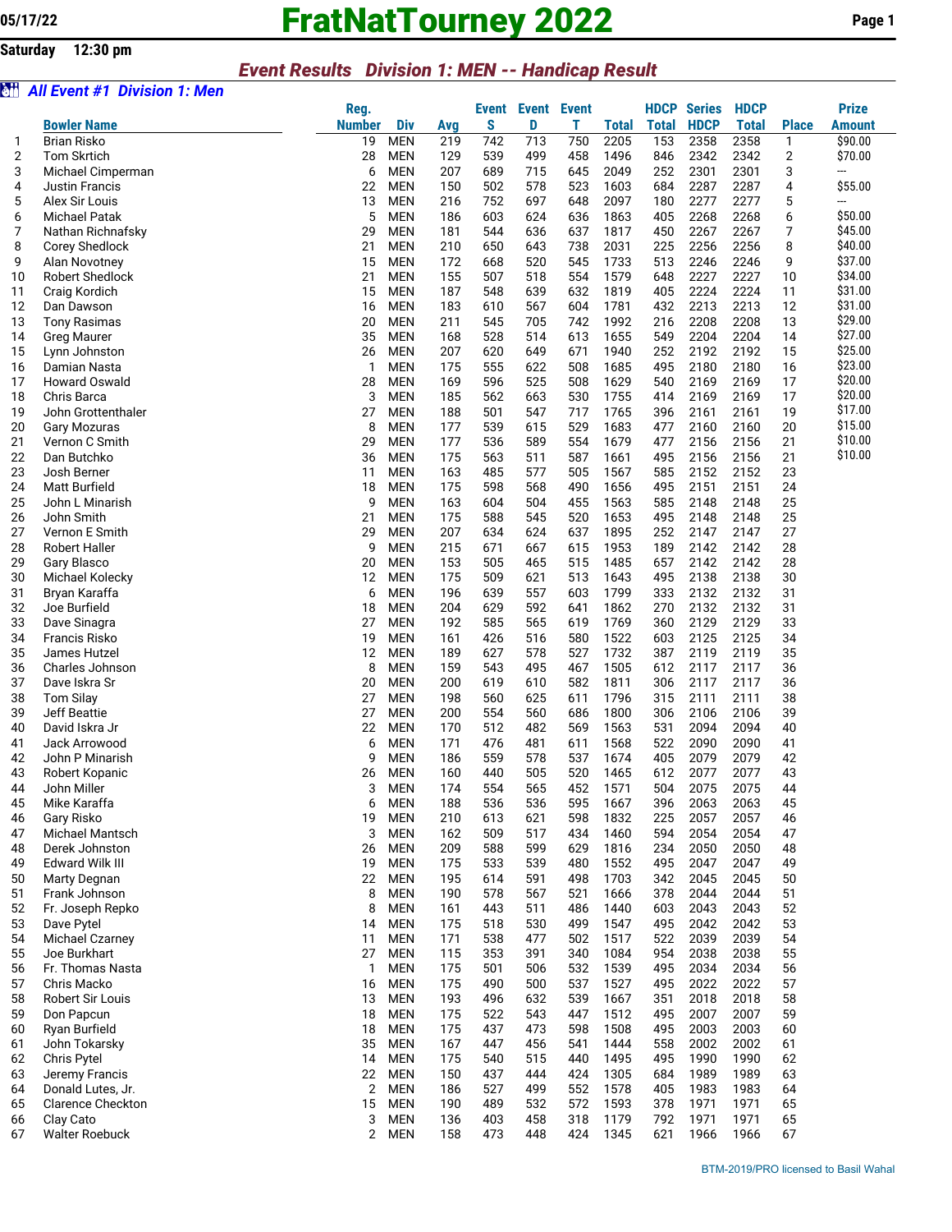05/17/22

# FratNatTourney 2022

Saturday 12:30 pm

## *Event Results Division 1: MEN -- Handicap Result*

### *All Event #1 Division 1: Men*

| | Bowler Name | Reg. Number | Div | Avg | Event S | Event D | Event T | Total | HDCP Total | Series HDCP | HDCP Total | Place | Prize Amount |
|---|---|---|---|---|---|---|---|---|---|---|---|---|---|
| 1 | Brian Risko | 19 | MEN | 219 | 742 | 713 | 750 | 2205 | 153 | 2358 | 2358 | 1 | $90.00 |
| 2 | Tom Skrtich | 28 | MEN | 129 | 539 | 499 | 458 | 1496 | 846 | 2342 | 2342 | 2 | $70.00 |
| 3 | Michael Cimperman | 6 | MEN | 207 | 689 | 715 | 645 | 2049 | 252 | 2301 | 2301 | 3 | --- |
| 4 | Justin Francis | 22 | MEN | 150 | 502 | 578 | 523 | 1603 | 684 | 2287 | 2287 | 4 | $55.00 |
| 5 | Alex Sir Louis | 13 | MEN | 216 | 752 | 697 | 648 | 2097 | 180 | 2277 | 2277 | 5 | --- |
| 6 | Michael Patak | 5 | MEN | 186 | 603 | 624 | 636 | 1863 | 405 | 2268 | 2268 | 6 | $50.00 |
| 7 | Nathan Richnafsky | 29 | MEN | 181 | 544 | 636 | 637 | 1817 | 450 | 2267 | 2267 | 7 | $45.00 |
| 8 | Corey Shedlock | 21 | MEN | 210 | 650 | 643 | 738 | 2031 | 225 | 2256 | 2256 | 8 | $40.00 |
| 9 | Alan Novotney | 15 | MEN | 172 | 668 | 520 | 545 | 1733 | 513 | 2246 | 2246 | 9 | $37.00 |
| 10 | Robert Shedlock | 21 | MEN | 155 | 507 | 518 | 554 | 1579 | 648 | 2227 | 2227 | 10 | $34.00 |
| 11 | Craig Kordich | 15 | MEN | 187 | 548 | 639 | 632 | 1819 | 405 | 2224 | 2224 | 11 | $31.00 |
| 12 | Dan Dawson | 16 | MEN | 183 | 610 | 567 | 604 | 1781 | 432 | 2213 | 2213 | 12 | $31.00 |
| 13 | Tony Rasimas | 20 | MEN | 211 | 545 | 705 | 742 | 1992 | 216 | 2208 | 2208 | 13 | $29.00 |
| 14 | Greg Maurer | 35 | MEN | 168 | 528 | 514 | 613 | 1655 | 549 | 2204 | 2204 | 14 | $27.00 |
| 15 | Lynn Johnston | 26 | MEN | 207 | 620 | 649 | 671 | 1940 | 252 | 2192 | 2192 | 15 | $25.00 |
| 16 | Damian Nasta | 1 | MEN | 175 | 555 | 622 | 508 | 1685 | 495 | 2180 | 2180 | 16 | $23.00 |
| 17 | Howard Oswald | 28 | MEN | 169 | 596 | 525 | 508 | 1629 | 540 | 2169 | 2169 | 17 | $20.00 |
| 18 | Chris Barca | 3 | MEN | 185 | 562 | 663 | 530 | 1755 | 414 | 2169 | 2169 | 17 | $20.00 |
| 19 | John Grottenthaler | 27 | MEN | 188 | 501 | 547 | 717 | 1765 | 396 | 2161 | 2161 | 19 | $17.00 |
| 20 | Gary Mozuras | 8 | MEN | 177 | 539 | 615 | 529 | 1683 | 477 | 2160 | 2160 | 20 | $15.00 |
| 21 | Vernon C Smith | 29 | MEN | 177 | 536 | 589 | 554 | 1679 | 477 | 2156 | 2156 | 21 | $10.00 |
| 22 | Dan Butchko | 36 | MEN | 175 | 563 | 511 | 587 | 1661 | 495 | 2156 | 2156 | 21 | $10.00 |
| 23 | Josh Berner | 11 | MEN | 163 | 485 | 577 | 505 | 1567 | 585 | 2152 | 2152 | 23 | |
| 24 | Matt Burfield | 18 | MEN | 175 | 598 | 568 | 490 | 1656 | 495 | 2151 | 2151 | 24 | |
| 25 | John L Minarish | 9 | MEN | 163 | 604 | 504 | 455 | 1563 | 585 | 2148 | 2148 | 25 | |
| 26 | John Smith | 21 | MEN | 175 | 588 | 545 | 520 | 1653 | 495 | 2148 | 2148 | 25 | |
| 27 | Vernon E Smith | 29 | MEN | 207 | 634 | 624 | 637 | 1895 | 252 | 2147 | 2147 | 27 | |
| 28 | Robert Haller | 9 | MEN | 215 | 671 | 667 | 615 | 1953 | 189 | 2142 | 2142 | 28 | |
| 29 | Gary Blasco | 20 | MEN | 153 | 505 | 465 | 515 | 1485 | 657 | 2142 | 2142 | 28 | |
| 30 | Michael Kolecky | 12 | MEN | 175 | 509 | 621 | 513 | 1643 | 495 | 2138 | 2138 | 30 | |
| 31 | Bryan Karaffa | 6 | MEN | 196 | 639 | 557 | 603 | 1799 | 333 | 2132 | 2132 | 31 | |
| 32 | Joe Burfield | 18 | MEN | 204 | 629 | 592 | 641 | 1862 | 270 | 2132 | 2132 | 31 | |
| 33 | Dave Sinagra | 27 | MEN | 192 | 585 | 565 | 619 | 1769 | 360 | 2129 | 2129 | 33 | |
| 34 | Francis Risko | 19 | MEN | 161 | 426 | 516 | 580 | 1522 | 603 | 2125 | 2125 | 34 | |
| 35 | James Hutzel | 12 | MEN | 189 | 627 | 578 | 527 | 1732 | 387 | 2119 | 2119 | 35 | |
| 36 | Charles Johnson | 8 | MEN | 159 | 543 | 495 | 467 | 1505 | 612 | 2117 | 2117 | 36 | |
| 37 | Dave Iskra Sr | 20 | MEN | 200 | 619 | 610 | 582 | 1811 | 306 | 2117 | 2117 | 36 | |
| 38 | Tom Silay | 27 | MEN | 198 | 560 | 625 | 611 | 1796 | 315 | 2111 | 2111 | 38 | |
| 39 | Jeff Beattie | 27 | MEN | 200 | 554 | 560 | 686 | 1800 | 306 | 2106 | 2106 | 39 | |
| 40 | David Iskra Jr | 22 | MEN | 170 | 512 | 482 | 569 | 1563 | 531 | 2094 | 2094 | 40 | |
| 41 | Jack Arrowood | 6 | MEN | 171 | 476 | 481 | 611 | 1568 | 522 | 2090 | 2090 | 41 | |
| 42 | John P Minarish | 9 | MEN | 186 | 559 | 578 | 537 | 1674 | 405 | 2079 | 2079 | 42 | |
| 43 | Robert Kopanic | 26 | MEN | 160 | 440 | 505 | 520 | 1465 | 612 | 2077 | 2077 | 43 | |
| 44 | John Miller | 3 | MEN | 174 | 554 | 565 | 452 | 1571 | 504 | 2075 | 2075 | 44 | |
| 45 | Mike Karaffa | 6 | MEN | 188 | 536 | 536 | 595 | 1667 | 396 | 2063 | 2063 | 45 | |
| 46 | Gary Risko | 19 | MEN | 210 | 613 | 621 | 598 | 1832 | 225 | 2057 | 2057 | 46 | |
| 47 | Michael Mantsch | 3 | MEN | 162 | 509 | 517 | 434 | 1460 | 594 | 2054 | 2054 | 47 | |
| 48 | Derek Johnston | 26 | MEN | 209 | 588 | 599 | 629 | 1816 | 234 | 2050 | 2050 | 48 | |
| 49 | Edward Wilk III | 19 | MEN | 175 | 533 | 539 | 480 | 1552 | 495 | 2047 | 2047 | 49 | |
| 50 | Marty Degnan | 22 | MEN | 195 | 614 | 591 | 498 | 1703 | 342 | 2045 | 2045 | 50 | |
| 51 | Frank Johnson | 8 | MEN | 190 | 578 | 567 | 521 | 1666 | 378 | 2044 | 2044 | 51 | |
| 52 | Fr. Joseph Repko | 8 | MEN | 161 | 443 | 511 | 486 | 1440 | 603 | 2043 | 2043 | 52 | |
| 53 | Dave Pytel | 14 | MEN | 175 | 518 | 530 | 499 | 1547 | 495 | 2042 | 2042 | 53 | |
| 54 | Michael Czarney | 11 | MEN | 171 | 538 | 477 | 502 | 1517 | 522 | 2039 | 2039 | 54 | |
| 55 | Joe Burkhart | 27 | MEN | 115 | 353 | 391 | 340 | 1084 | 954 | 2038 | 2038 | 55 | |
| 56 | Fr. Thomas Nasta | 1 | MEN | 175 | 501 | 506 | 532 | 1539 | 495 | 2034 | 2034 | 56 | |
| 57 | Chris Macko | 16 | MEN | 175 | 490 | 500 | 537 | 1527 | 495 | 2022 | 2022 | 57 | |
| 58 | Robert Sir Louis | 13 | MEN | 193 | 496 | 632 | 539 | 1667 | 351 | 2018 | 2018 | 58 | |
| 59 | Don Papcun | 18 | MEN | 175 | 522 | 543 | 447 | 1512 | 495 | 2007 | 2007 | 59 | |
| 60 | Ryan Burfield | 18 | MEN | 175 | 437 | 473 | 598 | 1508 | 495 | 2003 | 2003 | 60 | |
| 61 | John Tokarsky | 35 | MEN | 167 | 447 | 456 | 541 | 1444 | 558 | 2002 | 2002 | 61 | |
| 62 | Chris Pytel | 14 | MEN | 175 | 540 | 515 | 440 | 1495 | 495 | 1990 | 1990 | 62 | |
| 63 | Jeremy Francis | 22 | MEN | 150 | 437 | 444 | 424 | 1305 | 684 | 1989 | 1989 | 63 | |
| 64 | Donald Lutes, Jr. | 2 | MEN | 186 | 527 | 499 | 552 | 1578 | 405 | 1983 | 1983 | 64 | |
| 65 | Clarence Checkton | 15 | MEN | 190 | 489 | 532 | 572 | 1593 | 378 | 1971 | 1971 | 65 | |
| 66 | Clay Cato | 3 | MEN | 136 | 403 | 458 | 318 | 1179 | 792 | 1971 | 1971 | 65 | |
| 67 | Walter Roebuck | 2 | MEN | 158 | 473 | 448 | 424 | 1345 | 621 | 1966 | 1966 | 67 | |

BTM-2019/PRO licensed to Basil Wahal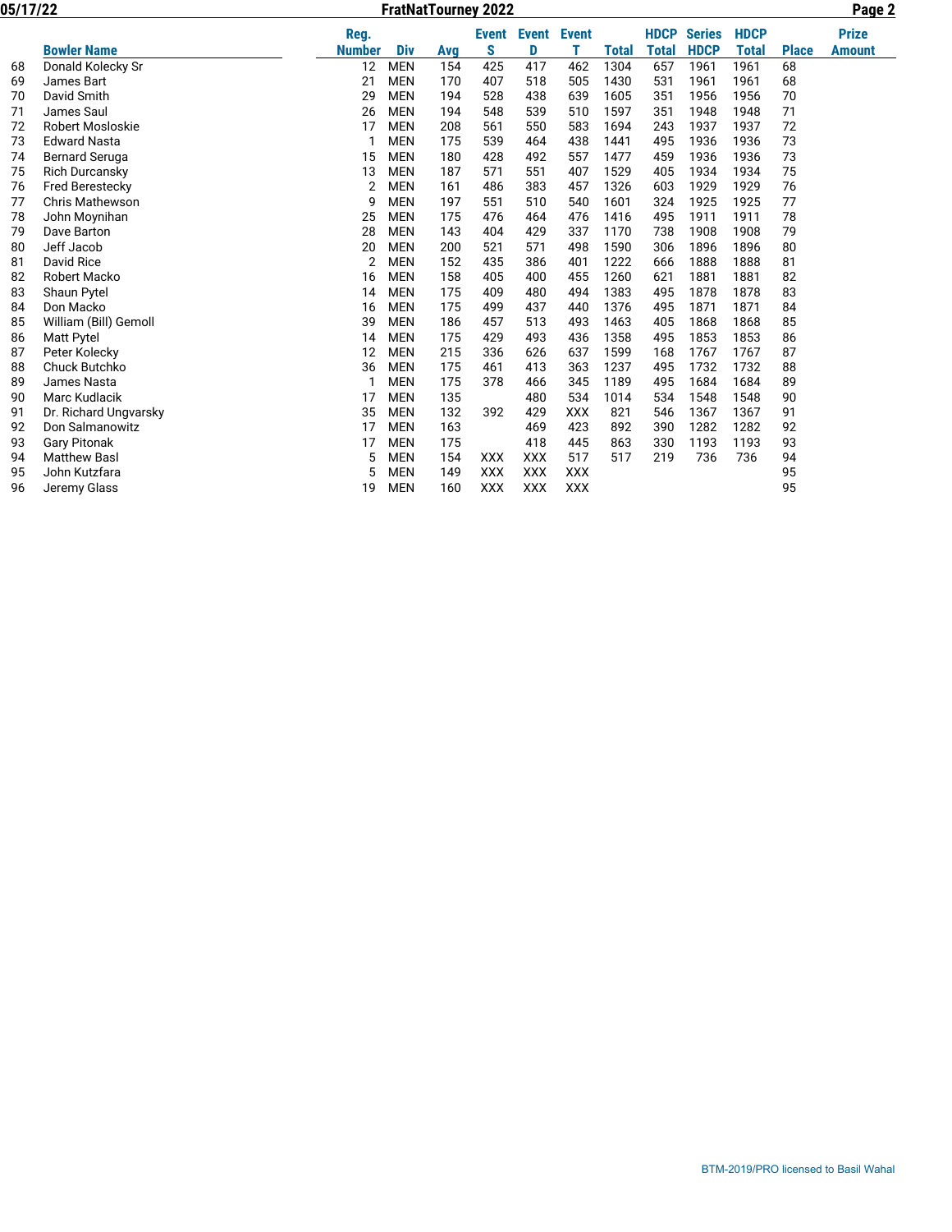| | Bowler Name | Reg. Number | Div | Avg | Event S | Event D | Event T | Total | HDCP Total | Series HDCP | HDCP Total | Place | Prize Amount |
|---|---|---|---|---|---|---|---|---|---|---|---|---|---|
| 68 | Donald Kolecky Sr | 12 | MEN | 154 | 425 | 417 | 462 | 1304 | 657 | 1961 | 1961 | 68 | |
| 69 | James Bart | 21 | MEN | 170 | 407 | 518 | 505 | 1430 | 531 | 1961 | 1961 | 68 | |
| 70 | David Smith | 29 | MEN | 194 | 528 | 438 | 639 | 1605 | 351 | 1956 | 1956 | 70 | |
| 71 | James Saul | 26 | MEN | 194 | 548 | 539 | 510 | 1597 | 351 | 1948 | 1948 | 71 | |
| 72 | Robert Mosloskie | 17 | MEN | 208 | 561 | 550 | 583 | 1694 | 243 | 1937 | 1937 | 72 | |
| 73 | Edward Nasta | 1 | MEN | 175 | 539 | 464 | 438 | 1441 | 495 | 1936 | 1936 | 73 | |
| 74 | Bernard Seruga | 15 | MEN | 180 | 428 | 492 | 557 | 1477 | 459 | 1936 | 1936 | 73 | |
| 75 | Rich Durcansky | 13 | MEN | 187 | 571 | 551 | 407 | 1529 | 405 | 1934 | 1934 | 75 | |
| 76 | Fred Berestecky | 2 | MEN | 161 | 486 | 383 | 457 | 1326 | 603 | 1929 | 1929 | 76 | |
| 77 | Chris Mathewson | 9 | MEN | 197 | 551 | 510 | 540 | 1601 | 324 | 1925 | 1925 | 77 | |
| 78 | John Moynihan | 25 | MEN | 175 | 476 | 464 | 476 | 1416 | 495 | 1911 | 1911 | 78 | |
| 79 | Dave Barton | 28 | MEN | 143 | 404 | 429 | 337 | 1170 | 738 | 1908 | 1908 | 79 | |
| 80 | Jeff Jacob | 20 | MEN | 200 | 521 | 571 | 498 | 1590 | 306 | 1896 | 1896 | 80 | |
| 81 | David Rice | 2 | MEN | 152 | 435 | 386 | 401 | 1222 | 666 | 1888 | 1888 | 81 | |
| 82 | Robert Macko | 16 | MEN | 158 | 405 | 400 | 455 | 1260 | 621 | 1881 | 1881 | 82 | |
| 83 | Shaun Pytel | 14 | MEN | 175 | 409 | 480 | 494 | 1383 | 495 | 1878 | 1878 | 83 | |
| 84 | Don Macko | 16 | MEN | 175 | 499 | 437 | 440 | 1376 | 495 | 1871 | 1871 | 84 | |
| 85 | William (Bill) Gemoll | 39 | MEN | 186 | 457 | 513 | 493 | 1463 | 405 | 1868 | 1868 | 85 | |
| 86 | Matt Pytel | 14 | MEN | 175 | 429 | 493 | 436 | 1358 | 495 | 1853 | 1853 | 86 | |
| 87 | Peter Kolecky | 12 | MEN | 215 | 336 | 626 | 637 | 1599 | 168 | 1767 | 1767 | 87 | |
| 88 | Chuck Butchko | 36 | MEN | 175 | 461 | 413 | 363 | 1237 | 495 | 1732 | 1732 | 88 | |
| 89 | James Nasta | 1 | MEN | 175 | 378 | 466 | 345 | 1189 | 495 | 1684 | 1684 | 89 | |
| 90 | Marc Kudlacik | 17 | MEN | 135 | | 480 | 534 | 1014 | 534 | 1548 | 1548 | 90 | |
| 91 | Dr. Richard Ungvarsky | 35 | MEN | 132 | 392 | 429 | XXX | 821 | 546 | 1367 | 1367 | 91 | |
| 92 | Don Salmanowitz | 17 | MEN | 163 | | 469 | 423 | 892 | 390 | 1282 | 1282 | 92 | |
| 93 | Gary Pitonak | 17 | MEN | 175 | | 418 | 445 | 863 | 330 | 1193 | 1193 | 93 | |
| 94 | Matthew Basl | 5 | MEN | 154 | XXX | XXX | 517 | 517 | 219 | 736 | 736 | 94 | |
| 95 | John Kutzfara | 5 | MEN | 149 | XXX | XXX | XXX | | | | | 95 | |
| 96 | Jeremy Glass | 19 | MEN | 160 | XXX | XXX | XXX | | | | | 95 | |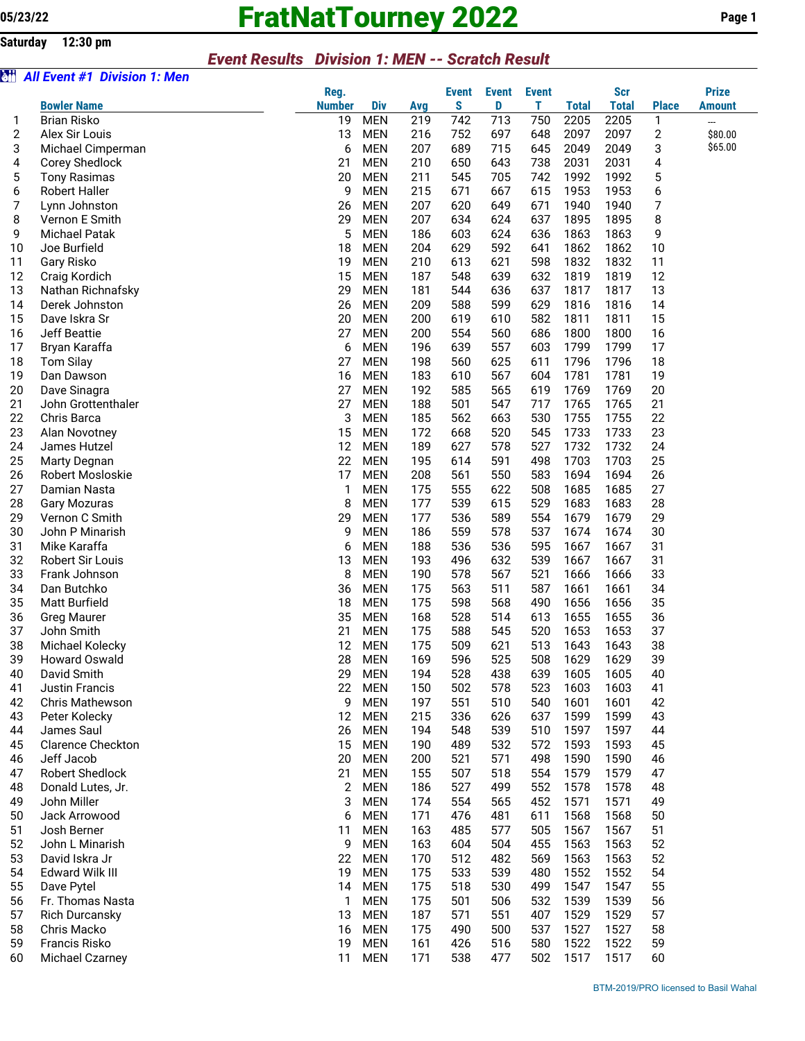05/23/22

# FratNatTourney 2022

Saturday 12:30 pm

## *Event Results Division 1: MEN -- Scratch Result*

### *All Event #1 Division 1: Men*

| | Bowler Name | Reg. Number | Div | Avg | Event S | Event D | Event T | Total | Scr Total | Place | Prize Amount |
|---|---|---|---|---|---|---|---|---|---|---|---|
| 1 | Brian Risko | 19 | MEN | 219 | 742 | 713 | 750 | 2205 | 2205 | 1 | --- |
| 2 | Alex Sir Louis | 13 | MEN | 216 | 752 | 697 | 648 | 2097 | 2097 | 2 | $80.00 |
| 3 | Michael Cimperman | 6 | MEN | 207 | 689 | 715 | 645 | 2049 | 2049 | 3 | $65.00 |
| 4 | Corey Shedlock | 21 | MEN | 210 | 650 | 643 | 738 | 2031 | 2031 | 4 | |
| 5 | Tony Rasimas | 20 | MEN | 211 | 545 | 705 | 742 | 1992 | 1992 | 5 | |
| 6 | Robert Haller | 9 | MEN | 215 | 671 | 667 | 615 | 1953 | 1953 | 6 | |
| 7 | Lynn Johnston | 26 | MEN | 207 | 620 | 649 | 671 | 1940 | 1940 | 7 | |
| 8 | Vernon E Smith | 29 | MEN | 207 | 634 | 624 | 637 | 1895 | 1895 | 8 | |
| 9 | Michael Patak | 5 | MEN | 186 | 603 | 624 | 636 | 1863 | 1863 | 9 | |
| 10 | Joe Burfield | 18 | MEN | 204 | 629 | 592 | 641 | 1862 | 1862 | 10 | |
| 11 | Gary Risko | 19 | MEN | 210 | 613 | 621 | 598 | 1832 | 1832 | 11 | |
| 12 | Craig Kordich | 15 | MEN | 187 | 548 | 639 | 632 | 1819 | 1819 | 12 | |
| 13 | Nathan Richnafsky | 29 | MEN | 181 | 544 | 636 | 637 | 1817 | 1817 | 13 | |
| 14 | Derek Johnston | 26 | MEN | 209 | 588 | 599 | 629 | 1816 | 1816 | 14 | |
| 15 | Dave Iskra Sr | 20 | MEN | 200 | 619 | 610 | 582 | 1811 | 1811 | 15 | |
| 16 | Jeff Beattie | 27 | MEN | 200 | 554 | 560 | 686 | 1800 | 1800 | 16 | |
| 17 | Bryan Karaffa | 6 | MEN | 196 | 639 | 557 | 603 | 1799 | 1799 | 17 | |
| 18 | Tom Silay | 27 | MEN | 198 | 560 | 625 | 611 | 1796 | 1796 | 18 | |
| 19 | Dan Dawson | 16 | MEN | 183 | 610 | 567 | 604 | 1781 | 1781 | 19 | |
| 20 | Dave Sinagra | 27 | MEN | 192 | 585 | 565 | 619 | 1769 | 1769 | 20 | |
| 21 | John Grottenthaler | 27 | MEN | 188 | 501 | 547 | 717 | 1765 | 1765 | 21 | |
| 22 | Chris Barca | 3 | MEN | 185 | 562 | 663 | 530 | 1755 | 1755 | 22 | |
| 23 | Alan Novotney | 15 | MEN | 172 | 668 | 520 | 545 | 1733 | 1733 | 23 | |
| 24 | James Hutzel | 12 | MEN | 189 | 627 | 578 | 527 | 1732 | 1732 | 24 | |
| 25 | Marty Degnan | 22 | MEN | 195 | 614 | 591 | 498 | 1703 | 1703 | 25 | |
| 26 | Robert Mosloskie | 17 | MEN | 208 | 561 | 550 | 583 | 1694 | 1694 | 26 | |
| 27 | Damian Nasta | 1 | MEN | 175 | 555 | 622 | 508 | 1685 | 1685 | 27 | |
| 28 | Gary Mozuras | 8 | MEN | 177 | 539 | 615 | 529 | 1683 | 1683 | 28 | |
| 29 | Vernon C Smith | 29 | MEN | 177 | 536 | 589 | 554 | 1679 | 1679 | 29 | |
| 30 | John P Minarish | 9 | MEN | 186 | 559 | 578 | 537 | 1674 | 1674 | 30 | |
| 31 | Mike Karaffa | 6 | MEN | 188 | 536 | 536 | 595 | 1667 | 1667 | 31 | |
| 32 | Robert Sir Louis | 13 | MEN | 193 | 496 | 632 | 539 | 1667 | 1667 | 31 | |
| 33 | Frank Johnson | 8 | MEN | 190 | 578 | 567 | 521 | 1666 | 1666 | 33 | |
| 34 | Dan Butchko | 36 | MEN | 175 | 563 | 511 | 587 | 1661 | 1661 | 34 | |
| 35 | Matt Burfield | 18 | MEN | 175 | 598 | 568 | 490 | 1656 | 1656 | 35 | |
| 36 | Greg Maurer | 35 | MEN | 168 | 528 | 514 | 613 | 1655 | 1655 | 36 | |
| 37 | John Smith | 21 | MEN | 175 | 588 | 545 | 520 | 1653 | 1653 | 37 | |
| 38 | Michael Kolecky | 12 | MEN | 175 | 509 | 621 | 513 | 1643 | 1643 | 38 | |
| 39 | Howard Oswald | 28 | MEN | 169 | 596 | 525 | 508 | 1629 | 1629 | 39 | |
| 40 | David Smith | 29 | MEN | 194 | 528 | 438 | 639 | 1605 | 1605 | 40 | |
| 41 | Justin Francis | 22 | MEN | 150 | 502 | 578 | 523 | 1603 | 1603 | 41 | |
| 42 | Chris Mathewson | 9 | MEN | 197 | 551 | 510 | 540 | 1601 | 1601 | 42 | |
| 43 | Peter Kolecky | 12 | MEN | 215 | 336 | 626 | 637 | 1599 | 1599 | 43 | |
| 44 | James Saul | 26 | MEN | 194 | 548 | 539 | 510 | 1597 | 1597 | 44 | |
| 45 | Clarence Checkton | 15 | MEN | 190 | 489 | 532 | 572 | 1593 | 1593 | 45 | |
| 46 | Jeff Jacob | 20 | MEN | 200 | 521 | 571 | 498 | 1590 | 1590 | 46 | |
| 47 | Robert Shedlock | 21 | MEN | 155 | 507 | 518 | 554 | 1579 | 1579 | 47 | |
| 48 | Donald Lutes, Jr. | 2 | MEN | 186 | 527 | 499 | 552 | 1578 | 1578 | 48 | |
| 49 | John Miller | 3 | MEN | 174 | 554 | 565 | 452 | 1571 | 1571 | 49 | |
| 50 | Jack Arrowood | 6 | MEN | 171 | 476 | 481 | 611 | 1568 | 1568 | 50 | |
| 51 | Josh Berner | 11 | MEN | 163 | 485 | 577 | 505 | 1567 | 1567 | 51 | |
| 52 | John L Minarish | 9 | MEN | 163 | 604 | 504 | 455 | 1563 | 1563 | 52 | |
| 53 | David Iskra Jr | 22 | MEN | 170 | 512 | 482 | 569 | 1563 | 1563 | 52 | |
| 54 | Edward Wilk III | 19 | MEN | 175 | 533 | 539 | 480 | 1552 | 1552 | 54 | |
| 55 | Dave Pytel | 14 | MEN | 175 | 518 | 530 | 499 | 1547 | 1547 | 55 | |
| 56 | Fr. Thomas Nasta | 1 | MEN | 175 | 501 | 506 | 532 | 1539 | 1539 | 56 | |
| 57 | Rich Durcansky | 13 | MEN | 187 | 571 | 551 | 407 | 1529 | 1529 | 57 | |
| 58 | Chris Macko | 16 | MEN | 175 | 490 | 500 | 537 | 1527 | 1527 | 58 | |
| 59 | Francis Risko | 19 | MEN | 161 | 426 | 516 | 580 | 1522 | 1522 | 59 | |
| 60 | Michael Czarney | 11 | MEN | 171 | 538 | 477 | 502 | 1517 | 1517 | 60 | |

BTM-2019/PRO licensed to Basil Wahal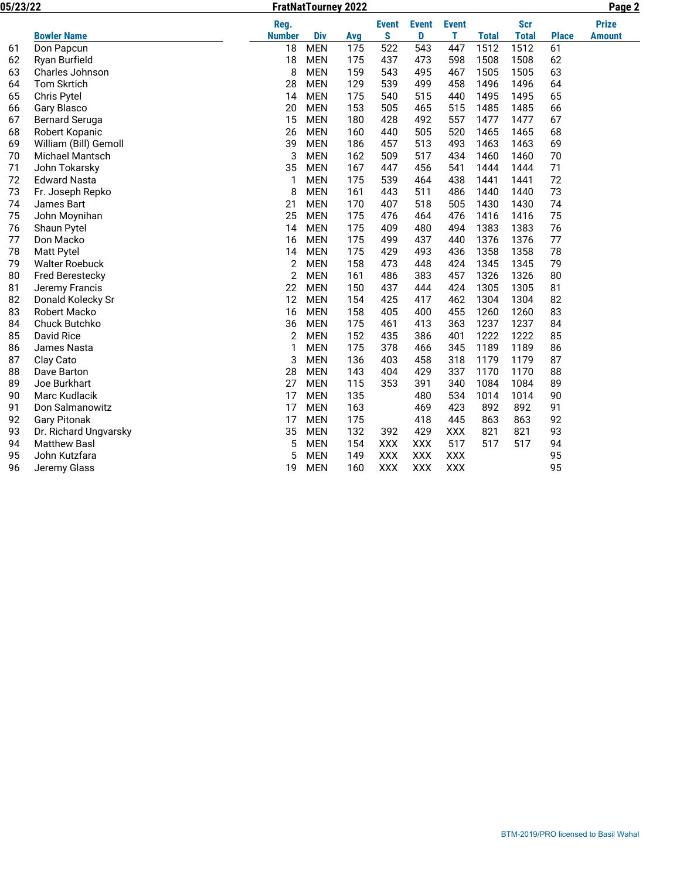| | Bowler Name | Reg. Number | Div | Avg | Event S | Event D | Event T | Total | Scr Total | Place | Prize Amount |
|---|---|---|---|---|---|---|---|---|---|---|---|
| 61 | Don Papcun | 18 | MEN | 175 | 522 | 543 | 447 | 1512 | 1512 | 61 | |
| 62 | Ryan Burfield | 18 | MEN | 175 | 437 | 473 | 598 | 1508 | 1508 | 62 | |
| 63 | Charles Johnson | 8 | MEN | 159 | 543 | 495 | 467 | 1505 | 1505 | 63 | |
| 64 | Tom Skrtich | 28 | MEN | 129 | 539 | 499 | 458 | 1496 | 1496 | 64 | |
| 65 | Chris Pytel | 14 | MEN | 175 | 540 | 515 | 440 | 1495 | 1495 | 65 | |
| 66 | Gary Blasco | 20 | MEN | 153 | 505 | 465 | 515 | 1485 | 1485 | 66 | |
| 67 | Bernard Seruga | 15 | MEN | 180 | 428 | 492 | 557 | 1477 | 1477 | 67 | |
| 68 | Robert Kopanic | 26 | MEN | 160 | 440 | 505 | 520 | 1465 | 1465 | 68 | |
| 69 | William (Bill) Gemoll | 39 | MEN | 186 | 457 | 513 | 493 | 1463 | 1463 | 69 | |
| 70 | Michael Mantsch | 3 | MEN | 162 | 509 | 517 | 434 | 1460 | 1460 | 70 | |
| 71 | John Tokarsky | 35 | MEN | 167 | 447 | 456 | 541 | 1444 | 1444 | 71 | |
| 72 | Edward Nasta | 1 | MEN | 175 | 539 | 464 | 438 | 1441 | 1441 | 72 | |
| 73 | Fr. Joseph Repko | 8 | MEN | 161 | 443 | 511 | 486 | 1440 | 1440 | 73 | |
| 74 | James Bart | 21 | MEN | 170 | 407 | 518 | 505 | 1430 | 1430 | 74 | |
| 75 | John Moynihan | 25 | MEN | 175 | 476 | 464 | 476 | 1416 | 1416 | 75 | |
| 76 | Shaun Pytel | 14 | MEN | 175 | 409 | 480 | 494 | 1383 | 1383 | 76 | |
| 77 | Don Macko | 16 | MEN | 175 | 499 | 437 | 440 | 1376 | 1376 | 77 | |
| 78 | Matt Pytel | 14 | MEN | 175 | 429 | 493 | 436 | 1358 | 1358 | 78 | |
| 79 | Walter Roebuck | 2 | MEN | 158 | 473 | 448 | 424 | 1345 | 1345 | 79 | |
| 80 | Fred Berestecky | 2 | MEN | 161 | 486 | 383 | 457 | 1326 | 1326 | 80 | |
| 81 | Jeremy Francis | 22 | MEN | 150 | 437 | 444 | 424 | 1305 | 1305 | 81 | |
| 82 | Donald Kolecky Sr | 12 | MEN | 154 | 425 | 417 | 462 | 1304 | 1304 | 82 | |
| 83 | Robert Macko | 16 | MEN | 158 | 405 | 400 | 455 | 1260 | 1260 | 83 | |
| 84 | Chuck Butchko | 36 | MEN | 175 | 461 | 413 | 363 | 1237 | 1237 | 84 | |
| 85 | David Rice | 2 | MEN | 152 | 435 | 386 | 401 | 1222 | 1222 | 85 | |
| 86 | James Nasta | 1 | MEN | 175 | 378 | 466 | 345 | 1189 | 1189 | 86 | |
| 87 | Clay Cato | 3 | MEN | 136 | 403 | 458 | 318 | 1179 | 1179 | 87 | |
| 88 | Dave Barton | 28 | MEN | 143 | 404 | 429 | 337 | 1170 | 1170 | 88 | |
| 89 | Joe Burkhart | 27 | MEN | 115 | 353 | 391 | 340 | 1084 | 1084 | 89 | |
| 90 | Marc Kudlacik | 17 | MEN | 135 | | 480 | 534 | 1014 | 1014 | 90 | |
| 91 | Don Salmanowitz | 17 | MEN | 163 | | 469 | 423 | 892 | 892 | 91 | |
| 92 | Gary Pitonak | 17 | MEN | 175 | | 418 | 445 | 863 | 863 | 92 | |
| 93 | Dr. Richard Ungvarsky | 35 | MEN | 132 | 392 | 429 | XXX | 821 | 821 | 93 | |
| 94 | Matthew Basl | 5 | MEN | 154 | XXX | XXX | 517 | 517 | 517 | 94 | |
| 95 | John Kutzfara | 5 | MEN | 149 | XXX | XXX | XXX | | | 95 | |
| 96 | Jeremy Glass | 19 | MEN | 160 | XXX | XXX | XXX | | | 95 | |